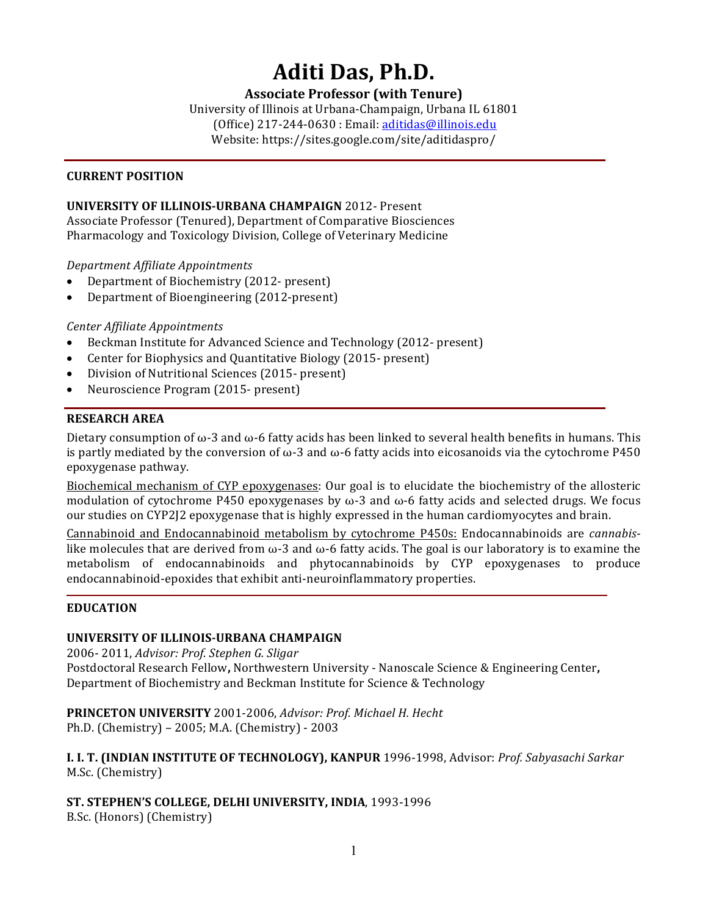# Aditi Das, Ph.D.

**Associate Professor (with Tenure)**

University of Illinois at Urbana-Champaign, Urbana IL 61801
(Office) 217-244-0630 : Email: aditidas@illinois.edu
Website: https://sites.google.com/site/aditidaspro/

---

## CURRENT POSITION

**UNIVERSITY OF ILLINOIS-URBANA CHAMPAIGN** 2012- Present
Associate Professor (Tenured), Department of Comparative Biosciences
Pharmacology and Toxicology Division, College of Veterinary Medicine

*Department Affiliate Appointments*

- Department of Biochemistry (2012- present)
- Department of Bioengineering (2012-present)

*Center Affiliate Appointments*

- Beckman Institute for Advanced Science and Technology (2012- present)
- Center for Biophysics and Quantitative Biology (2015- present)
- Division of Nutritional Sciences (2015- present)
- Neuroscience Program (2015- present)

---

## RESEARCH AREA

Dietary consumption of ω-3 and ω-6 fatty acids has been linked to several health benefits in humans. This is partly mediated by the conversion of ω-3 and ω-6 fatty acids into eicosanoids via the cytochrome P450 epoxygenase pathway.

<u>Biochemical mechanism of CYP epoxygenases</u>: Our goal is to elucidate the biochemistry of the allosteric modulation of cytochrome P450 epoxygenases by ω-3 and ω-6 fatty acids and selected drugs. We focus our studies on CYP2J2 epoxygenase that is highly expressed in the human cardiomyocytes and brain.

<u>Cannabinoid and Endocannabinoid metabolism by cytochrome P450s:</u> Endocannabinoids are *cannabis*-like molecules that are derived from ω-3 and ω-6 fatty acids. The goal is our laboratory is to examine the metabolism of endocannabinoids and phytocannabinoids by CYP epoxygenases to produce endocannabinoid-epoxides that exhibit anti-neuroinflammatory properties.

---

## EDUCATION

**UNIVERSITY OF ILLINOIS-URBANA CHAMPAIGN**
2006- 2011, *Advisor: Prof. Stephen G. Sligar*
Postdoctoral Research Fellow**,** Northwestern University - Nanoscale Science & Engineering Center**,** Department of Biochemistry and Beckman Institute for Science & Technology

**PRINCETON UNIVERSITY** 2001-2006, *Advisor: Prof. Michael H. Hecht*
Ph.D. (Chemistry) – 2005; M.A. (Chemistry) - 2003

**I. I. T. (INDIAN INSTITUTE OF TECHNOLOGY), KANPUR** 1996-1998, Advisor: *Prof. Sabyasachi Sarkar*
M.Sc. (Chemistry)

**ST. STEPHEN'S COLLEGE, DELHI UNIVERSITY, INDIA**, 1993-1996
B.Sc. (Honors) (Chemistry)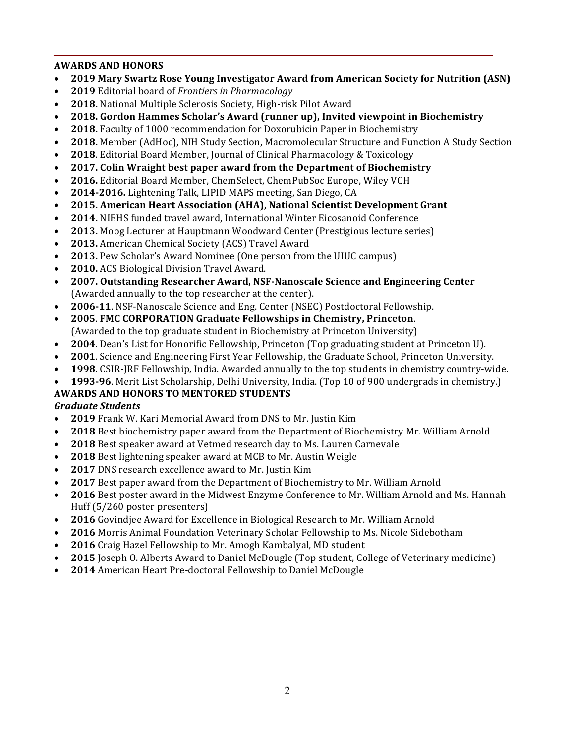**AWARDS AND HONORS**

- **2019 Mary Swartz Rose Young Investigator Award from American Society for Nutrition (ASN)**
- **2019** Editorial board of *Frontiers in Pharmacology*
- **2018.** National Multiple Sclerosis Society, High-risk Pilot Award
- **2018. Gordon Hammes Scholar's Award (runner up), Invited viewpoint in Biochemistry**
- **2018.** Faculty of 1000 recommendation for Doxorubicin Paper in Biochemistry
- **2018.** Member (AdHoc), NIH Study Section, Macromolecular Structure and Function A Study Section
- **2018**. Editorial Board Member, Journal of Clinical Pharmacology & Toxicology
- **2017. Colin Wraight best paper award from the Department of Biochemistry**
- **2016.** Editorial Board Member, ChemSelect, ChemPubSoc Europe, Wiley VCH
- **2014-2016.** Lightening Talk, LIPID MAPS meeting, San Diego, CA
- **2015. American Heart Association (AHA), National Scientist Development Grant**
- **2014.** NIEHS funded travel award, International Winter Eicosanoid Conference
- **2013.** Moog Lecturer at Hauptmann Woodward Center (Prestigious lecture series)
- **2013.** American Chemical Society (ACS) Travel Award
- **2013.** Pew Scholar's Award Nominee (One person from the UIUC campus)
- **2010.** ACS Biological Division Travel Award.
- **2007. Outstanding Researcher Award, NSF-Nanoscale Science and Engineering Center** (Awarded annually to the top researcher at the center).
- **2006-11**. NSF-Nanoscale Science and Eng. Center (NSEC) Postdoctoral Fellowship.
- **2005**. **FMC CORPORATION Graduate Fellowships in Chemistry, Princeton**. (Awarded to the top graduate student in Biochemistry at Princeton University)
- **2004**. Dean's List for Honorific Fellowship, Princeton (Top graduating student at Princeton U).
- **2001**. Science and Engineering First Year Fellowship, the Graduate School, Princeton University.
- **1998**. CSIR-JRF Fellowship, India. Awarded annually to the top students in chemistry country-wide.
- **1993-96**. Merit List Scholarship, Delhi University, India. (Top 10 of 900 undergrads in chemistry.)

**AWARDS AND HONORS TO MENTORED STUDENTS**

***Graduate Students***

- **2019** Frank W. Kari Memorial Award from DNS to Mr. Justin Kim
- **2018** Best biochemistry paper award from the Department of Biochemistry Mr. William Arnold
- **2018** Best speaker award at Vetmed research day to Ms. Lauren Carnevale
- **2018** Best lightening speaker award at MCB to Mr. Austin Weigle
- **2017** DNS research excellence award to Mr. Justin Kim
- **2017** Best paper award from the Department of Biochemistry to Mr. William Arnold
- **2016** Best poster award in the Midwest Enzyme Conference to Mr. William Arnold and Ms. Hannah Huff (5/260 poster presenters)
- **2016** Govindjee Award for Excellence in Biological Research to Mr. William Arnold
- **2016** Morris Animal Foundation Veterinary Scholar Fellowship to Ms. Nicole Sidebotham
- **2016** Craig Hazel Fellowship to Mr. Amogh Kambalyal, MD student
- **2015** Joseph O. Alberts Award to Daniel McDougle (Top student, College of Veterinary medicine)
- **2014** American Heart Pre-doctoral Fellowship to Daniel McDougle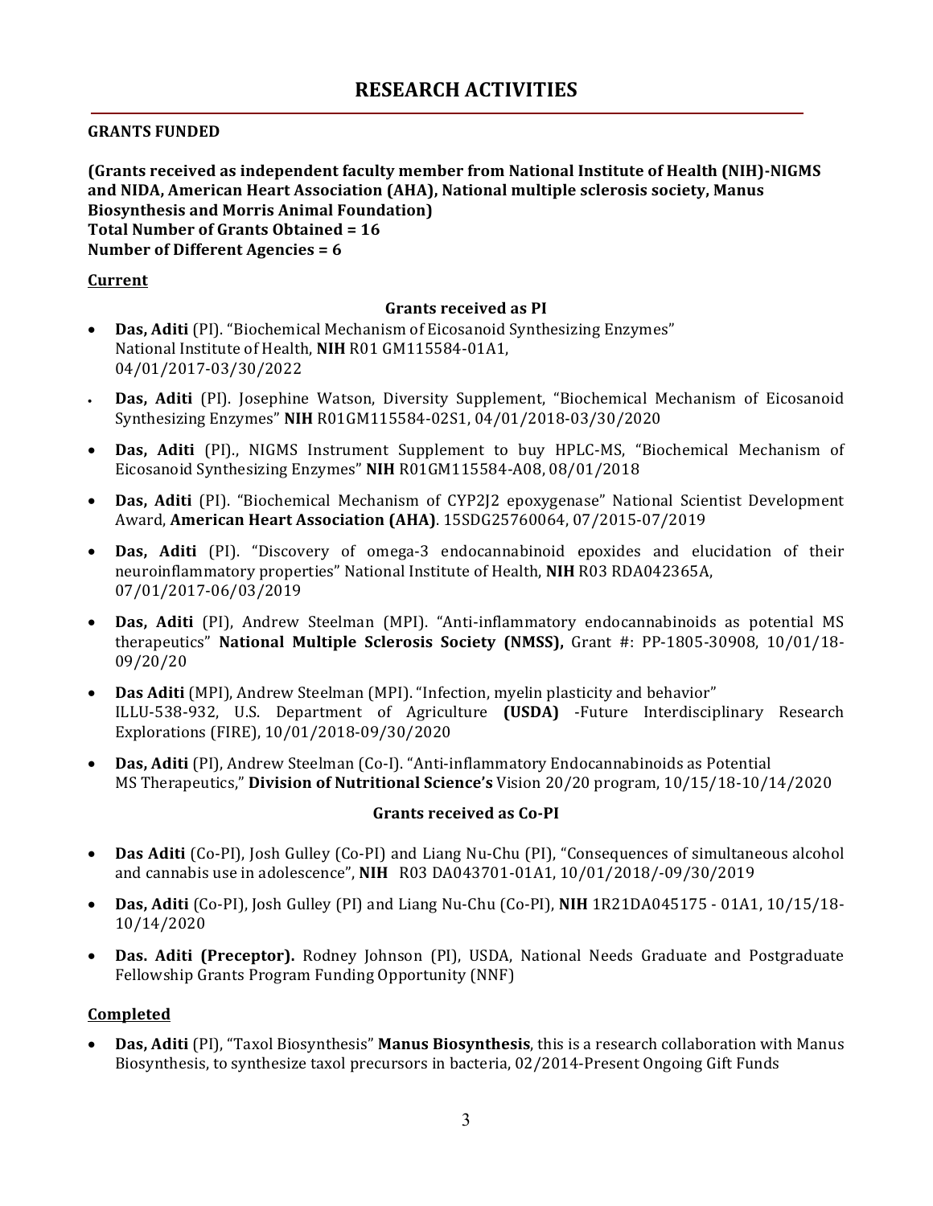# RESEARCH ACTIVITIES

**GRANTS FUNDED**

**(Grants received as independent faculty member from National Institute of Health (NIH)-NIGMS and NIDA, American Heart Association (AHA), National multiple sclerosis society, Manus Biosynthesis and Morris Animal Foundation)**
**Total Number of Grants Obtained = 16**
**Number of Different Agencies = 6**

**Current**

**Grants received as PI**

- **Das, Aditi** (PI). "Biochemical Mechanism of Eicosanoid Synthesizing Enzymes" National Institute of Health, **NIH** R01 GM115584-01A1, 04/01/2017-03/30/2022
- **Das, Aditi** (PI). Josephine Watson, Diversity Supplement, "Biochemical Mechanism of Eicosanoid Synthesizing Enzymes" **NIH** R01GM115584-02S1, 04/01/2018-03/30/2020
- **Das, Aditi** (PI)., NIGMS Instrument Supplement to buy HPLC-MS, "Biochemical Mechanism of Eicosanoid Synthesizing Enzymes" **NIH** R01GM115584-A08, 08/01/2018
- **Das, Aditi** (PI). "Biochemical Mechanism of CYP2J2 epoxygenase" National Scientist Development Award, **American Heart Association (AHA)**. 15SDG25760064, 07/2015-07/2019
- **Das, Aditi** (PI). "Discovery of omega-3 endocannabinoid epoxides and elucidation of their neuroinflammatory properties" National Institute of Health, **NIH** R03 RDA042365A, 07/01/2017-06/03/2019
- **Das, Aditi** (PI), Andrew Steelman (MPI). "Anti-inflammatory endocannabinoids as potential MS therapeutics" **National Multiple Sclerosis Society (NMSS),** Grant #: PP-1805-30908, 10/01/18-09/20/20
- **Das Aditi** (MPI), Andrew Steelman (MPI). "Infection, myelin plasticity and behavior" ILLU-538-932, U.S. Department of Agriculture **(USDA)** -Future Interdisciplinary Research Explorations (FIRE), 10/01/2018-09/30/2020
- **Das, Aditi** (PI), Andrew Steelman (Co-I). "Anti-inflammatory Endocannabinoids as Potential MS Therapeutics," **Division of Nutritional Science's** Vision 20/20 program, 10/15/18-10/14/2020

**Grants received as Co-PI**

- **Das Aditi** (Co-PI), Josh Gulley (Co-PI) and Liang Nu-Chu (PI), "Consequences of simultaneous alcohol and cannabis use in adolescence", **NIH** R03 DA043701-01A1, 10/01/2018/-09/30/2019
- **Das, Aditi** (Co-PI), Josh Gulley (PI) and Liang Nu-Chu (Co-PI), **NIH** 1R21DA045175 - 01A1, 10/15/18-10/14/2020
- **Das. Aditi (Preceptor).** Rodney Johnson (PI), USDA, National Needs Graduate and Postgraduate Fellowship Grants Program Funding Opportunity (NNF)

**Completed**

- **Das, Aditi** (PI), "Taxol Biosynthesis" **Manus Biosynthesis**, this is a research collaboration with Manus Biosynthesis, to synthesize taxol precursors in bacteria, 02/2014-Present Ongoing Gift Funds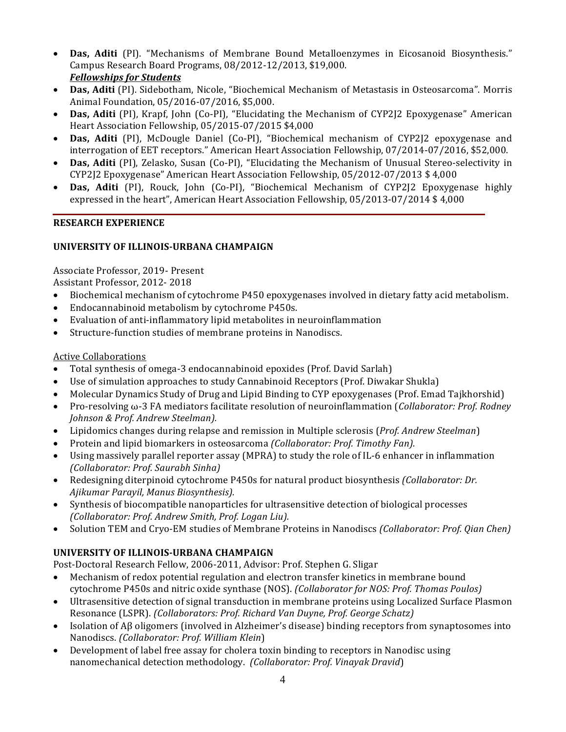- **Das, Aditi** (PI). "Mechanisms of Membrane Bound Metalloenzymes in Eicosanoid Biosynthesis." Campus Research Board Programs, 08/2012-12/2013, $19,000.

***Fellowships for Students***

- **Das, Aditi** (PI). Sidebotham, Nicole, "Biochemical Mechanism of Metastasis in Osteosarcoma". Morris Animal Foundation, 05/2016-07/2016, $5,000.
- **Das, Aditi** (PI), Krapf, John (Co-PI), "Elucidating the Mechanism of CYP2J2 Epoxygenase" American Heart Association Fellowship, 05/2015-07/2015 $4,000
- **Das, Aditi** (PI), McDougle Daniel (Co-PI), "Biochemical mechanism of CYP2J2 epoxygenase and interrogation of EET receptors." American Heart Association Fellowship, 07/2014-07/2016, $52,000.
- **Das, Aditi** (PI), Zelasko, Susan (Co-PI), "Elucidating the Mechanism of Unusual Stereo-selectivity in CYP2J2 Epoxygenase" American Heart Association Fellowship, 05/2012-07/2013 $ 4,000
- **Das, Aditi** (PI), Rouck, John (Co-PI), "Biochemical Mechanism of CYP2J2 Epoxygenase highly expressed in the heart", American Heart Association Fellowship, 05/2013-07/2014 $ 4,000

## RESEARCH EXPERIENCE

### UNIVERSITY OF ILLINOIS-URBANA CHAMPAIGN

Associate Professor, 2019- Present
Assistant Professor, 2012- 2018

- Biochemical mechanism of cytochrome P450 epoxygenases involved in dietary fatty acid metabolism.
- Endocannabinoid metabolism by cytochrome P450s.
- Evaluation of anti-inflammatory lipid metabolites in neuroinflammation
- Structure-function studies of membrane proteins in Nanodiscs.

Active Collaborations

- Total synthesis of omega-3 endocannabinoid epoxides (Prof. David Sarlah)
- Use of simulation approaches to study Cannabinoid Receptors (Prof. Diwakar Shukla)
- Molecular Dynamics Study of Drug and Lipid Binding to CYP epoxygenases (Prof. Emad Tajkhorshid)
- Pro-resolving ω-3 FA mediators facilitate resolution of neuroinflammation (*Collaborator: Prof. Rodney Johnson & Prof. Andrew Steelman).*
- Lipidomics changes during relapse and remission in Multiple sclerosis (*Prof. Andrew Steelman*)
- Protein and lipid biomarkers in osteosarcoma *(Collaborator: Prof. Timothy Fan).*
- Using massively parallel reporter assay (MPRA) to study the role of IL-6 enhancer in inflammation *(Collaborator: Prof. Saurabh Sinha)*
- Redesigning diterpinoid cytochrome P450s for natural product biosynthesis *(Collaborator: Dr. Ajikumar Parayil, Manus Biosynthesis).*
- Synthesis of biocompatible nanoparticles for ultrasensitive detection of biological processes *(Collaborator: Prof. Andrew Smith, Prof. Logan Liu).*
- Solution TEM and Cryo-EM studies of Membrane Proteins in Nanodiscs *(Collaborator: Prof. Qian Chen)*

### UNIVERSITY OF ILLINOIS-URBANA CHAMPAIGN

Post-Doctoral Research Fellow, 2006-2011, Advisor: Prof. Stephen G. Sligar

- Mechanism of redox potential regulation and electron transfer kinetics in membrane bound cytochrome P450s and nitric oxide synthase (NOS). *(Collaborator for NOS: Prof. Thomas Poulos)*
- Ultrasensitive detection of signal transduction in membrane proteins using Localized Surface Plasmon Resonance (LSPR). *(Collaborators: Prof. Richard Van Duyne, Prof. George Schatz)*
- Isolation of Aβ oligomers (involved in Alzheimer's disease) binding receptors from synaptosomes into Nanodiscs. *(Collaborator: Prof. William Klein*)
- Development of label free assay for cholera toxin binding to receptors in Nanodisc using nanomechanical detection methodology. *(Collaborator: Prof. Vinayak Dravid*)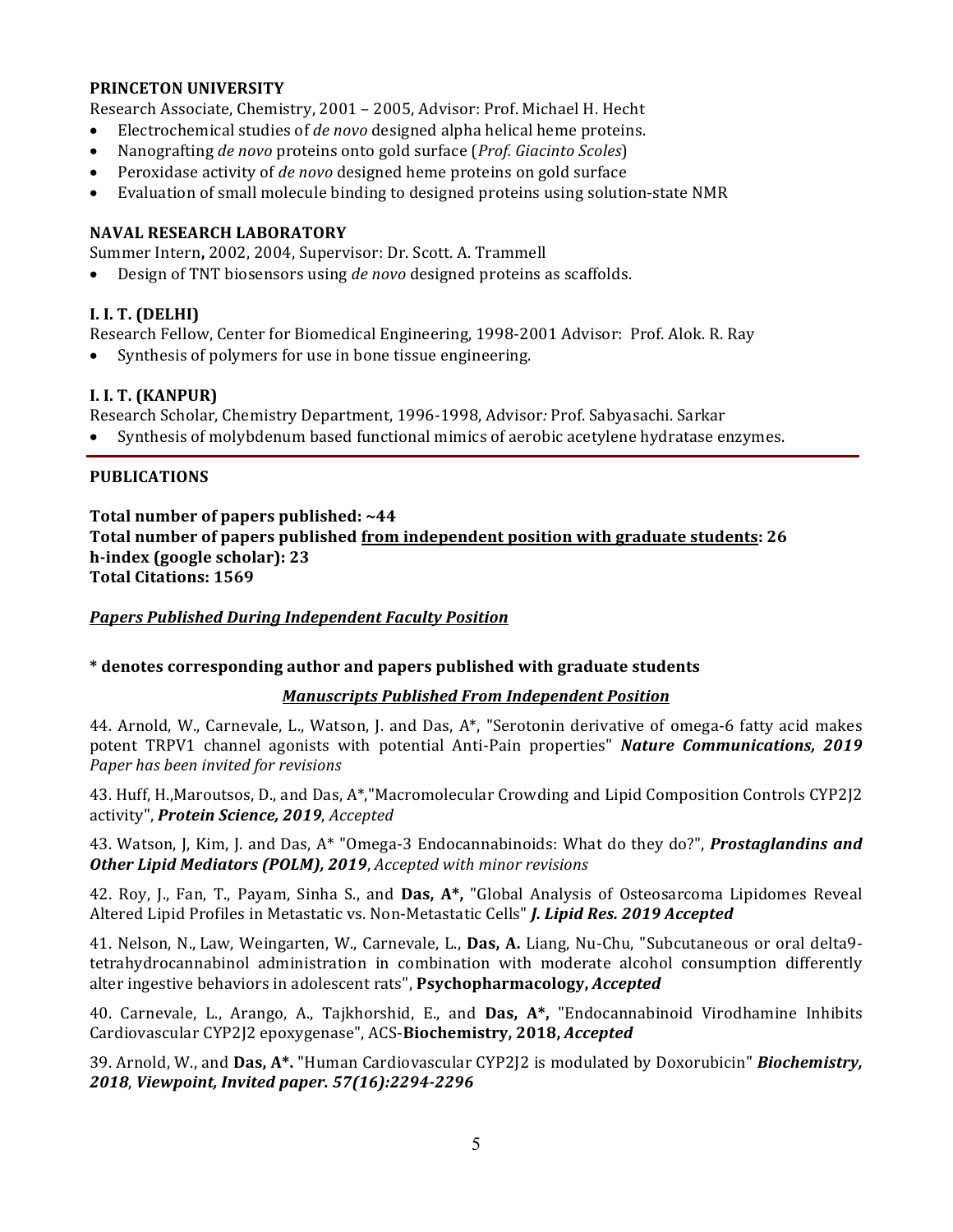**PRINCETON UNIVERSITY**

Research Associate, Chemistry, 2001 – 2005, Advisor: Prof. Michael H. Hecht

- Electrochemical studies of *de novo* designed alpha helical heme proteins.
- Nanografting *de novo* proteins onto gold surface (*Prof. Giacinto Scoles*)
- Peroxidase activity of *de novo* designed heme proteins on gold surface
- Evaluation of small molecule binding to designed proteins using solution-state NMR

**NAVAL RESEARCH LABORATORY**

Summer Intern**,** 2002, 2004, Supervisor: Dr. Scott. A. Trammell

- Design of TNT biosensors using *de novo* designed proteins as scaffolds.

**I. I. T. (DELHI)**

Research Fellow, Center for Biomedical Engineering, 1998-2001 Advisor: Prof. Alok. R. Ray

- Synthesis of polymers for use in bone tissue engineering.

**I. I. T. (KANPUR)**

Research Scholar, Chemistry Department, 1996-1998, Advisor*:* Prof. Sabyasachi. Sarkar

- Synthesis of molybdenum based functional mimics of aerobic acetylene hydratase enzymes.

---

**PUBLICATIONS**

**Total number of papers published: ~44**
**Total number of papers published <u>from independent position with graduate students</u>: 26**
**h-index (google scholar): 23**
**Total Citations: 1569**

***<u>Papers Published During Independent Faculty Position</u>***

**\* denotes corresponding author and papers published with graduate students**

***<u>Manuscripts Published From Independent Position</u>***

44. Arnold, W., Carnevale, L., Watson, J. and Das, A*, "Serotonin derivative of omega-6 fatty acid makes potent TRPV1 channel agonists with potential Anti-Pain properties" ***Nature Communications, 2019*** *Paper has been invited for revisions*

43. Huff, H.,Maroutsos, D., and Das, A*,"Macromolecular Crowding and Lipid Composition Controls CYP2J2 activity", ***Protein Science, 2019***, *Accepted*

43. Watson, J, Kim, J. and Das, A* "Omega-3 Endocannabinoids: What do they do?", ***Prostaglandins and Other Lipid Mediators (POLM), 2019***, *Accepted with minor revisions*

42. Roy, J., Fan, T., Payam, Sinha S., and **Das, A\*,** "Global Analysis of Osteosarcoma Lipidomes Reveal Altered Lipid Profiles in Metastatic vs. Non-Metastatic Cells" ***J. Lipid Res. 2019 Accepted***

41. Nelson, N., Law, Weingarten, W., Carnevale, L., **Das, A.** Liang, Nu-Chu, "Subcutaneous or oral delta9-tetrahydrocannabinol administration in combination with moderate alcohol consumption differently alter ingestive behaviors in adolescent rats", **Psychopharmacology,** ***Accepted***

40. Carnevale, L., Arango, A., Tajkhorshid, E., and **Das, A\*,** "Endocannabinoid Virodhamine Inhibits Cardiovascular CYP2J2 epoxygenase", ACS-**Biochemistry, 2018,** ***Accepted***

39. Arnold, W., and **Das, A\*.** "Human Cardiovascular CYP2J2 is modulated by Doxorubicin" ***Biochemistry, 2018***, ***Viewpoint, Invited paper. 57(16):2294-2296***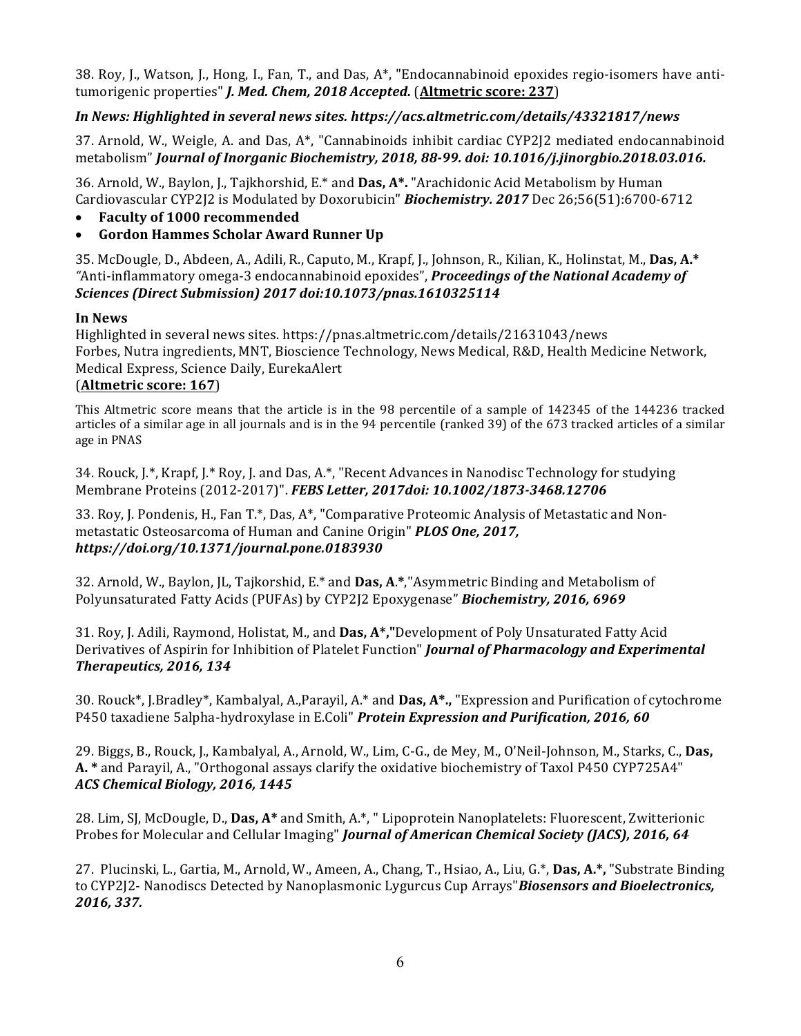38. Roy, J., Watson, J., Hong, I., Fan, T., and Das, A*, "Endocannabinoid epoxides regio-isomers have anti-tumorigenic properties" ***J. Med. Chem, 2018 Accepted.*** (**Altmetric score: 237**)

***In News: Highlighted in several news sites. https://acs.altmetric.com/details/43321817/news***

37. Arnold, W., Weigle, A. and Das, A*, "Cannabinoids inhibit cardiac CYP2J2 mediated endocannabinoid metabolism" ***Journal of Inorganic Biochemistry, 2018, 88-99. doi: 10.1016/j.jinorgbio.2018.03.016.***

36. Arnold, W., Baylon, J., Tajkhorshid, E.* and **Das, A*.** "Arachidonic Acid Metabolism by Human Cardiovascular CYP2J2 is Modulated by Doxorubicin" ***Biochemistry. 2017*** Dec 26;56(51):6700-6712

- **Faculty of 1000 recommended**
- **Gordon Hammes Scholar Award Runner Up**

35. McDougle, D., Abdeen, A., Adili, R., Caputo, M., Krapf, J., Johnson, R., Kilian, K., Holinstat, M., **Das, A.*** *"*Anti-inflammatory omega-3 endocannabinoid epoxides", ***Proceedings of the National Academy of Sciences (Direct Submission) 2017 doi:10.1073/pnas.1610325114***

**In News**

Highlighted in several news sites. https://pnas.altmetric.com/details/21631043/news
Forbes, Nutra ingredients, MNT, Bioscience Technology, News Medical, R&D, Health Medicine Network, Medical Express, Science Daily, EurekaAlert
(**Altmetric score: 167**)

This Altmetric score means that the article is in the 98 percentile of a sample of 142345 of the 144236 tracked articles of a similar age in all journals and is in the 94 percentile (ranked 39) of the 673 tracked articles of a similar age in PNAS

34. Rouck, J.*, Krapf, J.* Roy, J. and Das, A.*, "Recent Advances in Nanodisc Technology for studying Membrane Proteins (2012-2017)". ***FEBS Letter, 2017doi: 10.1002/1873-3468.12706***

33. Roy, J. Pondenis, H., Fan T.*, Das, A*, "Comparative Proteomic Analysis of Metastatic and Non-metastatic Osteosarcoma of Human and Canine Origin" ***PLOS One, 2017, https://doi.org/10.1371/journal.pone.0183930***

32. Arnold, W., Baylon, JL, Tajkorshid, E.* and **Das, A.***,"Asymmetric Binding and Metabolism of Polyunsaturated Fatty Acids (PUFAs) by CYP2J2 Epoxygenase" ***Biochemistry, 2016, 6969***

31. Roy, J. Adili, Raymond, Holistat, M., and **Das, A*,"**Development of Poly Unsaturated Fatty Acid Derivatives of Aspirin for Inhibition of Platelet Function" ***Journal of Pharmacology and Experimental Therapeutics, 2016, 134***

30. Rouck*, J.Bradley*, Kambalyal, A.,Parayil, A.* and **Das, A*.,** "Expression and Purification of cytochrome P450 taxadiene 5alpha-hydroxylase in E.Coli" ***Protein Expression and Purification, 2016, 60***

29. Biggs, B., Rouck, J., Kambalyal, A., Arnold, W., Lim, C-G., de Mey, M., O'Neil-Johnson, M., Starks, C., **Das, A. *** and Parayil, A., "Orthogonal assays clarify the oxidative biochemistry of Taxol P450 CYP725A4" ***ACS Chemical Biology, 2016, 1445***

28. Lim, SJ, McDougle, D., **Das, A*** and Smith, A.*, " Lipoprotein Nanoplatelets: Fluorescent, Zwitterionic Probes for Molecular and Cellular Imaging" ***Journal of American Chemical Society (JACS), 2016, 64***

27. Plucinski, L., Gartia, M., Arnold, W., Ameen, A., Chang, T., Hsiao, A., Liu, G.*, **Das, A.*,** "Substrate Binding to CYP2J2- Nanodiscs Detected by Nanoplasmonic Lygurcus Cup Arrays"***Biosensors and Bioelectronics, 2016, 337.***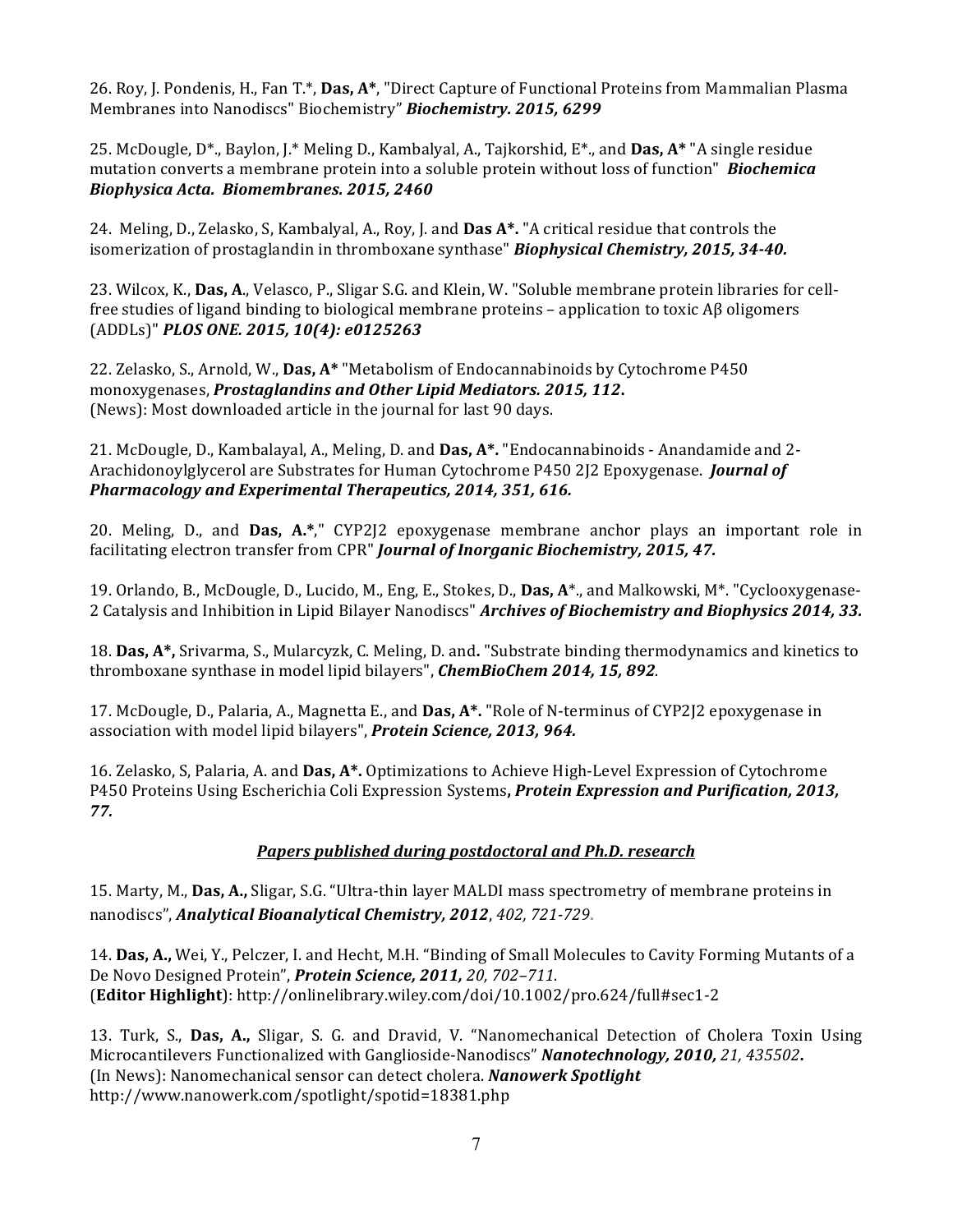26. Roy, J. Pondenis, H., Fan T.*, **Das, A***, "Direct Capture of Functional Proteins from Mammalian Plasma Membranes into Nanodiscs" Biochemistry" ***Biochemistry. 2015, 6299***

25. McDougle, D*., Baylon, J.* Meling D., Kambalyal, A., Tajkorshid, E*., and **Das, A*** "A single residue mutation converts a membrane protein into a soluble protein without loss of function" ***Biochemica Biophysica Acta. Biomembranes. 2015, 2460***

24. Meling, D., Zelasko, S, Kambalyal, A., Roy, J. and **Das A*.** "A critical residue that controls the isomerization of prostaglandin in thromboxane synthase" ***Biophysical Chemistry, 2015, 34-40.***

23. Wilcox, K., **Das, A**., Velasco, P., Sligar S.G. and Klein, W. "Soluble membrane protein libraries for cell-free studies of ligand binding to biological membrane proteins – application to toxic Aβ oligomers (ADDLs)" ***PLOS ONE. 2015, 10(4): e0125263***

22. Zelasko, S., Arnold, W., **Das, A*** "Metabolism of Endocannabinoids by Cytochrome P450 monoxygenases, ***Prostaglandins and Other Lipid Mediators. 2015, 112*.**
(News): Most downloaded article in the journal for last 90 days.

21. McDougle, D., Kambalayal, A., Meling, D. and **Das, A*.** "Endocannabinoids - Anandamide and 2-Arachidonoylglycerol are Substrates for Human Cytochrome P450 2J2 Epoxygenase. ***Journal of Pharmacology and Experimental Therapeutics, 2014, 351, 616.***

20. Meling, D., and **Das, A.***," CYP2J2 epoxygenase membrane anchor plays an important role in facilitating electron transfer from CPR" ***Journal of Inorganic Biochemistry, 2015, 47.***

19. Orlando, B., McDougle, D., Lucido, M., Eng, E., Stokes, D., **Das, A***., and Malkowski, M*. "Cyclooxygenase-2 Catalysis and Inhibition in Lipid Bilayer Nanodiscs" ***Archives of Biochemistry and Biophysics 2014, 33.***

18. **Das, A*,** Srivarma, S., Mularcyzk, C. Meling, D. and**.** "Substrate binding thermodynamics and kinetics to thromboxane synthase in model lipid bilayers", ***ChemBioChem 2014, 15, 892.***

17. McDougle, D., Palaria, A., Magnetta E., and **Das, A*.** "Role of N-terminus of CYP2J2 epoxygenase in association with model lipid bilayers", ***Protein Science, 2013, 964.***

16. Zelasko, S, Palaria, A. and **Das, A*.** Optimizations to Achieve High-Level Expression of Cytochrome P450 Proteins Using Escherichia Coli Expression Systems**, *Protein Expression and Purification, 2013, 77.***

## ***Papers published during postdoctoral and Ph.D. research***

15. Marty, M., **Das, A.,** Sligar, S.G. "Ultra-thin layer MALDI mass spectrometry of membrane proteins in nanodiscs", ***Analytical Bioanalytical Chemistry, 2012***, *402, 721-729*.

14. **Das, A.,** Wei, Y., Pelczer, I. and Hecht, M.H. "Binding of Small Molecules to Cavity Forming Mutants of a De Novo Designed Protein", ***Protein Science, 2011,*** *20, 702–711.*
(**Editor Highlight**): http://onlinelibrary.wiley.com/doi/10.1002/pro.624/full#sec1-2

13. Turk, S., **Das, A.,** Sligar, S. G. and Dravid, V. "Nanomechanical Detection of Cholera Toxin Using Microcantilevers Functionalized with Ganglioside-Nanodiscs" ***Nanotechnology, 2010,*** *21, 435502*.
(In News): Nanomechanical sensor can detect cholera. ***Nanowerk Spotlight***
http://www.nanowerk.com/spotlight/spotid=18381.php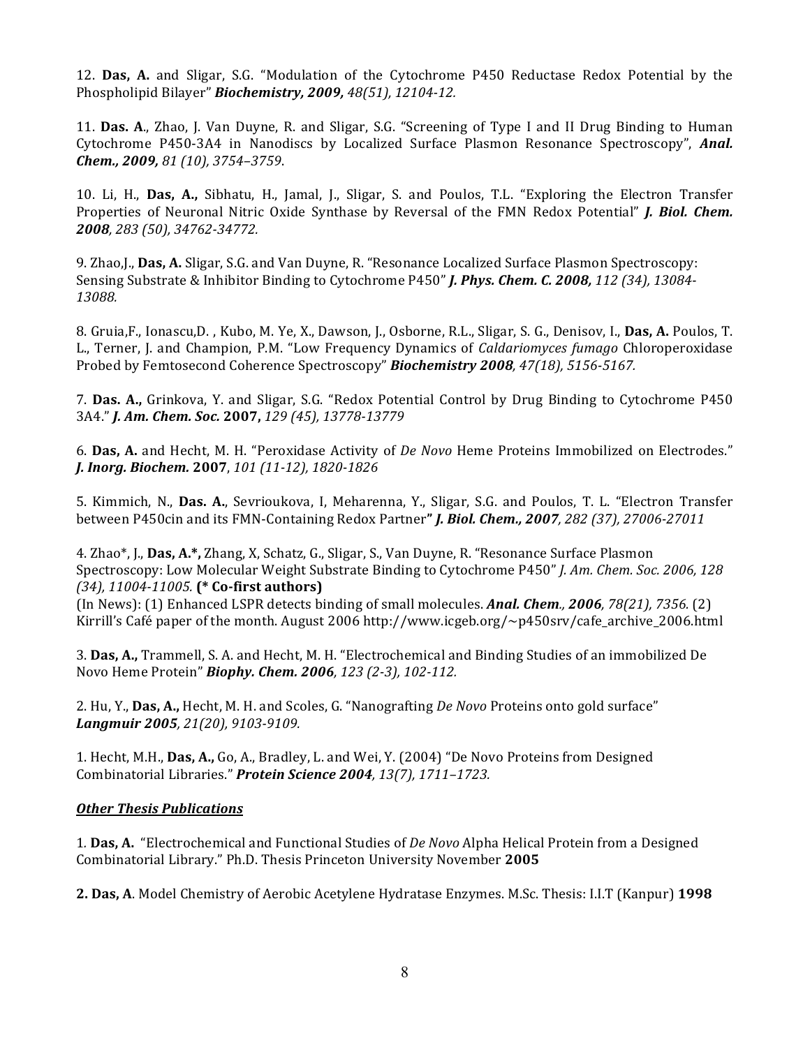12. **Das, A.** and Sligar, S.G. "Modulation of the Cytochrome P450 Reductase Redox Potential by the Phospholipid Bilayer" ***Biochemistry, 2009,*** *48(51), 12104-12.*

11. **Das. A**., Zhao, J. Van Duyne, R. and Sligar, S.G. "Screening of Type I and II Drug Binding to Human Cytochrome P450-3A4 in Nanodiscs by Localized Surface Plasmon Resonance Spectroscopy", ***Anal. Chem., 2009,*** *81 (10), 3754–3759*.

10. Li, H., **Das, A.,** Sibhatu, H., Jamal, J., Sligar, S. and Poulos, T.L. "Exploring the Electron Transfer Properties of Neuronal Nitric Oxide Synthase by Reversal of the FMN Redox Potential" ***J. Biol. Chem. 2008****, 283 (50), 34762-34772.*

9. Zhao,J., **Das, A.** Sligar, S.G. and Van Duyne, R. "Resonance Localized Surface Plasmon Spectroscopy: Sensing Substrate & Inhibitor Binding to Cytochrome P450" ***J. Phys. Chem. C. 2008,*** *112 (34), 13084-13088.*

8. Gruia,F., Ionascu,D. , Kubo, M. Ye, X., Dawson, J., Osborne, R.L., Sligar, S. G., Denisov, I., **Das, A.** Poulos, T. L., Terner, J. and Champion, P.M. "Low Frequency Dynamics of *Caldariomyces fumago* Chloroperoxidase Probed by Femtosecond Coherence Spectroscopy" ***Biochemistry 2008****, 47(18), 5156-5167.*

7. **Das. A.,** Grinkova, Y. and Sligar, S.G. "Redox Potential Control by Drug Binding to Cytochrome P450 3A4." ***J. Am. Chem. Soc.*** **2007,** *129 (45), 13778-13779*

6. **Das, A.** and Hecht, M. H. "Peroxidase Activity of *De Novo* Heme Proteins Immobilized on Electrodes." ***J. Inorg. Biochem.*** **2007**, *101 (11-12), 1820-1826*

5. Kimmich, N., **Das. A.**, Sevrioukova, I, Meharenna, Y., Sligar, S.G. and Poulos, T. L. "Electron Transfer between P450cin and its FMN-Containing Redox Partner" ***J. Biol. Chem., 2007****, 282 (37), 27006-27011*

4. Zhao*, J., **Das, A.*,** Zhang, X, Schatz, G., Sligar, S., Van Duyne, R. "Resonance Surface Plasmon Spectroscopy: Low Molecular Weight Substrate Binding to Cytochrome P450" *J. Am. Chem. Soc. 2006, 128 (34), 11004-11005.* **(* Co-first authors)**
(In News): (1) Enhanced LSPR detects binding of small molecules. ***Anal. Chem****., 2006, 78(21), 7356.* (2) Kirrill's Café paper of the month. August 2006 http://www.icgeb.org/~p450srv/cafe_archive_2006.html

3. **Das, A.,** Trammell, S. A. and Hecht, M. H. "Electrochemical and Binding Studies of an immobilized De Novo Heme Protein" ***Biophy. Chem. 2006****, 123 (2-3), 102-112.*

2. Hu, Y., **Das, A.,** Hecht, M. H. and Scoles, G. "Nanografting *De Novo* Proteins onto gold surface" ***Langmuir 2005****, 21(20), 9103-9109.*

1. Hecht, M.H., **Das, A.,** Go, A., Bradley, L. and Wei, Y. (2004) "De Novo Proteins from Designed Combinatorial Libraries." ***Protein Science 2004****, 13(7), 1711–1723.*

***Other Thesis Publications***

1. **Das, A.** "Electrochemical and Functional Studies of *De Novo* Alpha Helical Protein from a Designed Combinatorial Library." Ph.D. Thesis Princeton University November **2005**

**2. Das, A**. Model Chemistry of Aerobic Acetylene Hydratase Enzymes. M.Sc. Thesis: I.I.T (Kanpur) **1998**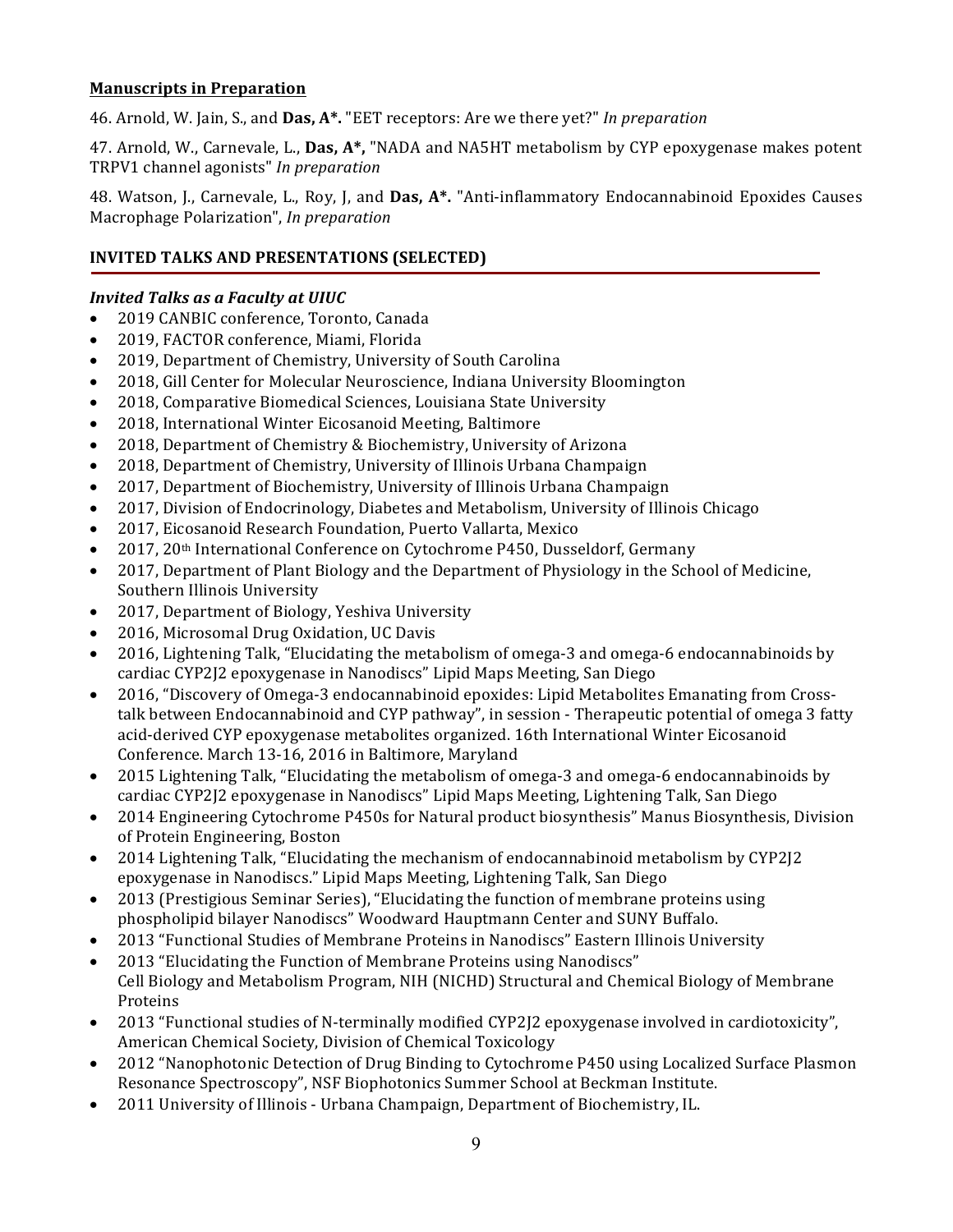## Manuscripts in Preparation

46. Arnold, W. Jain, S., and **Das, A*.** "EET receptors: Are we there yet?" *In preparation*

47. Arnold, W., Carnevale, L., **Das, A*,** "NADA and NA5HT metabolism by CYP epoxygenase makes potent TRPV1 channel agonists" *In preparation*

48. Watson, J., Carnevale, L., Roy, J, and **Das, A*.** "Anti-inflammatory Endocannabinoid Epoxides Causes Macrophage Polarization", *In preparation*

## INVITED TALKS AND PRESENTATIONS (SELECTED)

### *Invited Talks as a Faculty at UIUC*

- 2019 CANBIC conference, Toronto, Canada
- 2019, FACTOR conference, Miami, Florida
- 2019, Department of Chemistry, University of South Carolina
- 2018, Gill Center for Molecular Neuroscience, Indiana University Bloomington
- 2018, Comparative Biomedical Sciences, Louisiana State University
- 2018, International Winter Eicosanoid Meeting, Baltimore
- 2018, Department of Chemistry & Biochemistry, University of Arizona
- 2018, Department of Chemistry, University of Illinois Urbana Champaign
- 2017, Department of Biochemistry, University of Illinois Urbana Champaign
- 2017, Division of Endocrinology, Diabetes and Metabolism, University of Illinois Chicago
- 2017, Eicosanoid Research Foundation, Puerto Vallarta, Mexico
- 2017, 20th International Conference on Cytochrome P450, Dusseldorf, Germany
- 2017, Department of Plant Biology and the Department of Physiology in the School of Medicine, Southern Illinois University
- 2017, Department of Biology, Yeshiva University
- 2016, Microsomal Drug Oxidation, UC Davis
- 2016, Lightening Talk, "Elucidating the metabolism of omega-3 and omega-6 endocannabinoids by cardiac CYP2J2 epoxygenase in Nanodiscs" Lipid Maps Meeting, San Diego
- 2016, "Discovery of Omega-3 endocannabinoid epoxides: Lipid Metabolites Emanating from Cross-talk between Endocannabinoid and CYP pathway", in session - Therapeutic potential of omega 3 fatty acid-derived CYP epoxygenase metabolites organized. 16th International Winter Eicosanoid Conference. March 13-16, 2016 in Baltimore, Maryland
- 2015 Lightening Talk, "Elucidating the metabolism of omega-3 and omega-6 endocannabinoids by cardiac CYP2J2 epoxygenase in Nanodiscs" Lipid Maps Meeting, Lightening Talk, San Diego
- 2014 Engineering Cytochrome P450s for Natural product biosynthesis" Manus Biosynthesis, Division of Protein Engineering, Boston
- 2014 Lightening Talk, "Elucidating the mechanism of endocannabinoid metabolism by CYP2J2 epoxygenase in Nanodiscs." Lipid Maps Meeting, Lightening Talk, San Diego
- 2013 (Prestigious Seminar Series), "Elucidating the function of membrane proteins using phospholipid bilayer Nanodiscs" Woodward Hauptmann Center and SUNY Buffalo.
- 2013 "Functional Studies of Membrane Proteins in Nanodiscs" Eastern Illinois University
- 2013 "Elucidating the Function of Membrane Proteins using Nanodiscs" Cell Biology and Metabolism Program, NIH (NICHD) Structural and Chemical Biology of Membrane Proteins
- 2013 "Functional studies of N-terminally modified CYP2J2 epoxygenase involved in cardiotoxicity", American Chemical Society, Division of Chemical Toxicology
- 2012 "Nanophotonic Detection of Drug Binding to Cytochrome P450 using Localized Surface Plasmon Resonance Spectroscopy", NSF Biophotonics Summer School at Beckman Institute.
- 2011 University of Illinois - Urbana Champaign, Department of Biochemistry, IL.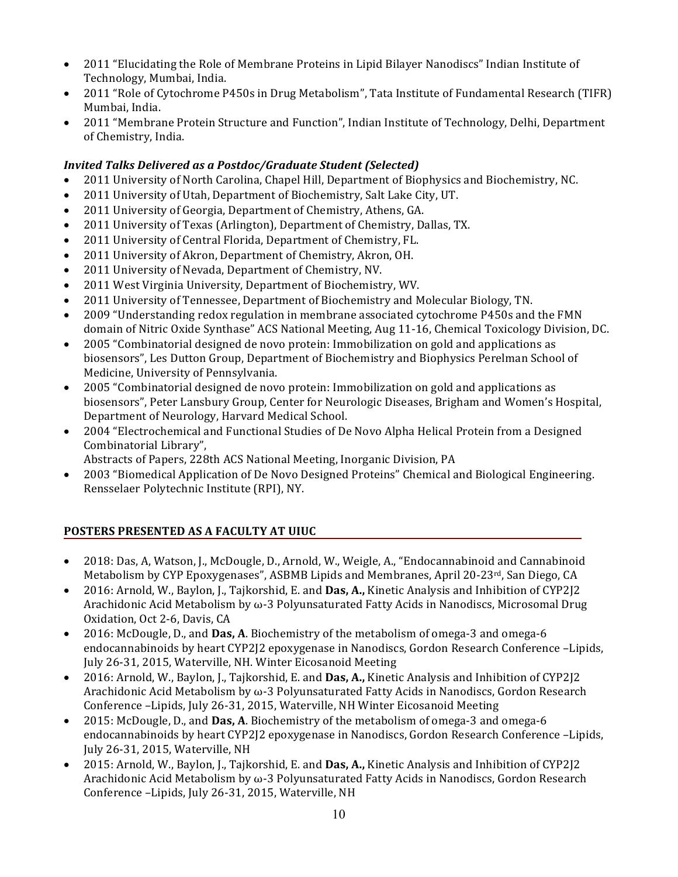- 2011 "Elucidating the Role of Membrane Proteins in Lipid Bilayer Nanodiscs" Indian Institute of Technology, Mumbai, India.
- 2011 "Role of Cytochrome P450s in Drug Metabolism", Tata Institute of Fundamental Research (TIFR) Mumbai, India.
- 2011 "Membrane Protein Structure and Function", Indian Institute of Technology, Delhi, Department of Chemistry, India.

### *Invited Talks Delivered as a Postdoc/Graduate Student (Selected)*

- 2011 University of North Carolina, Chapel Hill, Department of Biophysics and Biochemistry, NC.
- 2011 University of Utah, Department of Biochemistry, Salt Lake City, UT.
- 2011 University of Georgia, Department of Chemistry, Athens, GA.
- 2011 University of Texas (Arlington), Department of Chemistry, Dallas, TX.
- 2011 University of Central Florida, Department of Chemistry, FL.
- 2011 University of Akron, Department of Chemistry, Akron, OH.
- 2011 University of Nevada, Department of Chemistry, NV.
- 2011 West Virginia University, Department of Biochemistry, WV.
- 2011 University of Tennessee, Department of Biochemistry and Molecular Biology, TN.
- 2009 "Understanding redox regulation in membrane associated cytochrome P450s and the FMN domain of Nitric Oxide Synthase" ACS National Meeting, Aug 11-16, Chemical Toxicology Division, DC.
- 2005 "Combinatorial designed de novo protein: Immobilization on gold and applications as biosensors", Les Dutton Group, Department of Biochemistry and Biophysics Perelman School of Medicine, University of Pennsylvania.
- 2005 "Combinatorial designed de novo protein: Immobilization on gold and applications as biosensors", Peter Lansbury Group, Center for Neurologic Diseases, Brigham and Women's Hospital, Department of Neurology, Harvard Medical School.
- 2004 "Electrochemical and Functional Studies of De Novo Alpha Helical Protein from a Designed Combinatorial Library",
  Abstracts of Papers, 228th ACS National Meeting, Inorganic Division, PA
- 2003 "Biomedical Application of De Novo Designed Proteins" Chemical and Biological Engineering. Rensselaer Polytechnic Institute (RPI), NY.

## POSTERS PRESENTED AS A FACULTY AT UIUC

- 2018: Das, A, Watson, J., McDougle, D., Arnold, W., Weigle, A., "Endocannabinoid and Cannabinoid Metabolism by CYP Epoxygenases", ASBMB Lipids and Membranes, April 20-23rd, San Diego, CA
- 2016: Arnold, W., Baylon, J., Tajkorshid, E. and **Das, A.,** Kinetic Analysis and Inhibition of CYP2J2 Arachidonic Acid Metabolism by ω-3 Polyunsaturated Fatty Acids in Nanodiscs, Microsomal Drug Oxidation, Oct 2-6, Davis, CA
- 2016: McDougle, D., and **Das, A**. Biochemistry of the metabolism of omega-3 and omega-6 endocannabinoids by heart CYP2J2 epoxygenase in Nanodiscs, Gordon Research Conference –Lipids, July 26-31, 2015, Waterville, NH. Winter Eicosanoid Meeting
- 2016: Arnold, W., Baylon, J., Tajkorshid, E. and **Das, A.,** Kinetic Analysis and Inhibition of CYP2J2 Arachidonic Acid Metabolism by ω-3 Polyunsaturated Fatty Acids in Nanodiscs, Gordon Research Conference –Lipids, July 26-31, 2015, Waterville, NH Winter Eicosanoid Meeting
- 2015: McDougle, D., and **Das, A**. Biochemistry of the metabolism of omega-3 and omega-6 endocannabinoids by heart CYP2J2 epoxygenase in Nanodiscs, Gordon Research Conference –Lipids, July 26-31, 2015, Waterville, NH
- 2015: Arnold, W., Baylon, J., Tajkorshid, E. and **Das, A.,** Kinetic Analysis and Inhibition of CYP2J2 Arachidonic Acid Metabolism by ω-3 Polyunsaturated Fatty Acids in Nanodiscs, Gordon Research Conference –Lipids, July 26-31, 2015, Waterville, NH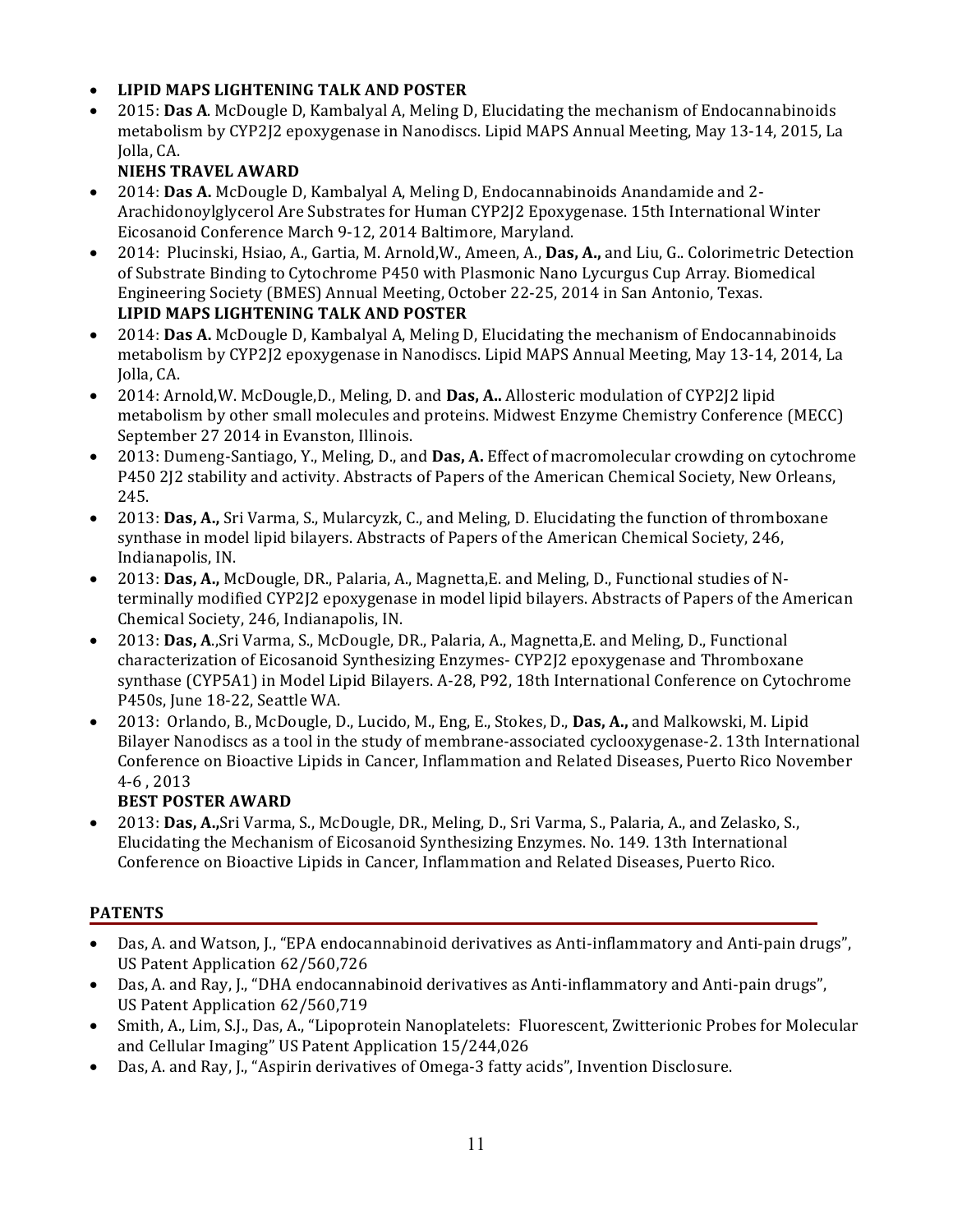- **LIPID MAPS LIGHTENING TALK AND POSTER**
- 2015: **Das A**. McDougle D, Kambalyal A, Meling D, Elucidating the mechanism of Endocannabinoids metabolism by CYP2J2 epoxygenase in Nanodiscs. Lipid MAPS Annual Meeting, May 13-14, 2015, La Jolla, CA.

  **NIEHS TRAVEL AWARD**
- 2014: **Das A.** McDougle D, Kambalyal A, Meling D, Endocannabinoids Anandamide and 2-Arachidonoylglycerol Are Substrates for Human CYP2J2 Epoxygenase. 15th International Winter Eicosanoid Conference March 9-12, 2014 Baltimore, Maryland.
- 2014: Plucinski, Hsiao, A., Gartia, M. Arnold,W., Ameen, A., **Das, A.,** and Liu, G.. Colorimetric Detection of Substrate Binding to Cytochrome P450 with Plasmonic Nano Lycurgus Cup Array. Biomedical Engineering Society (BMES) Annual Meeting, October 22-25, 2014 in San Antonio, Texas.

  **LIPID MAPS LIGHTENING TALK AND POSTER**
- 2014: **Das A.** McDougle D, Kambalyal A, Meling D, Elucidating the mechanism of Endocannabinoids metabolism by CYP2J2 epoxygenase in Nanodiscs. Lipid MAPS Annual Meeting, May 13-14, 2014, La Jolla, CA.
- 2014: Arnold,W. McDougle,D., Meling, D. and **Das, A..** Allosteric modulation of CYP2J2 lipid metabolism by other small molecules and proteins. Midwest Enzyme Chemistry Conference (MECC) September 27 2014 in Evanston, Illinois.
- 2013: Dumeng-Santiago, Y., Meling, D., and **Das, A.** Effect of macromolecular crowding on cytochrome P450 2J2 stability and activity. Abstracts of Papers of the American Chemical Society, New Orleans, 245.
- 2013: **Das, A.,** Sri Varma, S., Mularcyzk, C., and Meling, D. Elucidating the function of thromboxane synthase in model lipid bilayers. Abstracts of Papers of the American Chemical Society, 246, Indianapolis, IN.
- 2013: **Das, A.,** McDougle, DR., Palaria, A., Magnetta,E. and Meling, D., Functional studies of N-terminally modified CYP2J2 epoxygenase in model lipid bilayers. Abstracts of Papers of the American Chemical Society, 246, Indianapolis, IN.
- 2013: **Das, A**.,Sri Varma, S., McDougle, DR., Palaria, A., Magnetta,E. and Meling, D., Functional characterization of Eicosanoid Synthesizing Enzymes- CYP2J2 epoxygenase and Thromboxane synthase (CYP5A1) in Model Lipid Bilayers. A-28, P92, 18th International Conference on Cytochrome P450s, June 18-22, Seattle WA.
- 2013: Orlando, B., McDougle, D., Lucido, M., Eng, E., Stokes, D., **Das, A.,** and Malkowski, M. Lipid Bilayer Nanodiscs as a tool in the study of membrane-associated cyclooxygenase-2. 13th International Conference on Bioactive Lipids in Cancer, Inflammation and Related Diseases, Puerto Rico November 4-6 , 2013

  **BEST POSTER AWARD**
- 2013: **Das, A.,**Sri Varma, S., McDougle, DR., Meling, D., Sri Varma, S., Palaria, A., and Zelasko, S., Elucidating the Mechanism of Eicosanoid Synthesizing Enzymes. No. 149. 13th International Conference on Bioactive Lipids in Cancer, Inflammation and Related Diseases, Puerto Rico.

## PATENTS

- Das, A. and Watson, J., "EPA endocannabinoid derivatives as Anti-inflammatory and Anti-pain drugs", US Patent Application 62/560,726
- Das, A. and Ray, J., "DHA endocannabinoid derivatives as Anti-inflammatory and Anti-pain drugs", US Patent Application 62/560,719
- Smith, A., Lim, S.J., Das, A., "Lipoprotein Nanoplatelets: Fluorescent, Zwitterionic Probes for Molecular and Cellular Imaging" US Patent Application 15/244,026
- Das, A. and Ray, J., "Aspirin derivatives of Omega-3 fatty acids", Invention Disclosure.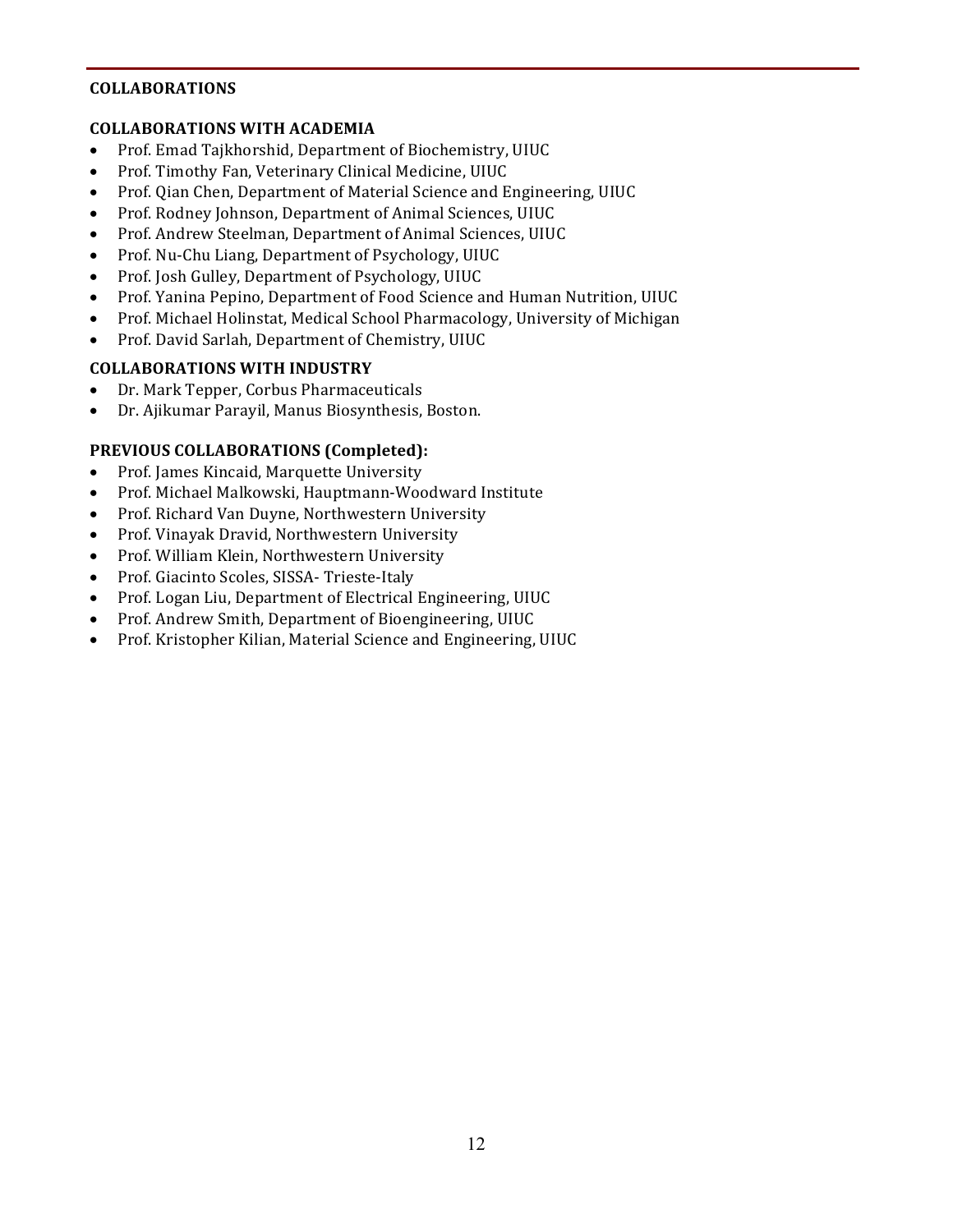## COLLABORATIONS

### COLLABORATIONS WITH ACADEMIA

- Prof. Emad Tajkhorshid, Department of Biochemistry, UIUC
- Prof. Timothy Fan, Veterinary Clinical Medicine, UIUC
- Prof. Qian Chen, Department of Material Science and Engineering, UIUC
- Prof. Rodney Johnson, Department of Animal Sciences, UIUC
- Prof. Andrew Steelman, Department of Animal Sciences, UIUC
- Prof. Nu-Chu Liang, Department of Psychology, UIUC
- Prof. Josh Gulley, Department of Psychology, UIUC
- Prof. Yanina Pepino, Department of Food Science and Human Nutrition, UIUC
- Prof. Michael Holinstat, Medical School Pharmacology, University of Michigan
- Prof. David Sarlah, Department of Chemistry, UIUC

### COLLABORATIONS WITH INDUSTRY

- Dr. Mark Tepper, Corbus Pharmaceuticals
- Dr. Ajikumar Parayil, Manus Biosynthesis, Boston.

### PREVIOUS COLLABORATIONS (Completed):

- Prof. James Kincaid, Marquette University
- Prof. Michael Malkowski, Hauptmann-Woodward Institute
- Prof. Richard Van Duyne, Northwestern University
- Prof. Vinayak Dravid, Northwestern University
- Prof. William Klein, Northwestern University
- Prof. Giacinto Scoles, SISSA- Trieste-Italy
- Prof. Logan Liu, Department of Electrical Engineering, UIUC
- Prof. Andrew Smith, Department of Bioengineering, UIUC
- Prof. Kristopher Kilian, Material Science and Engineering, UIUC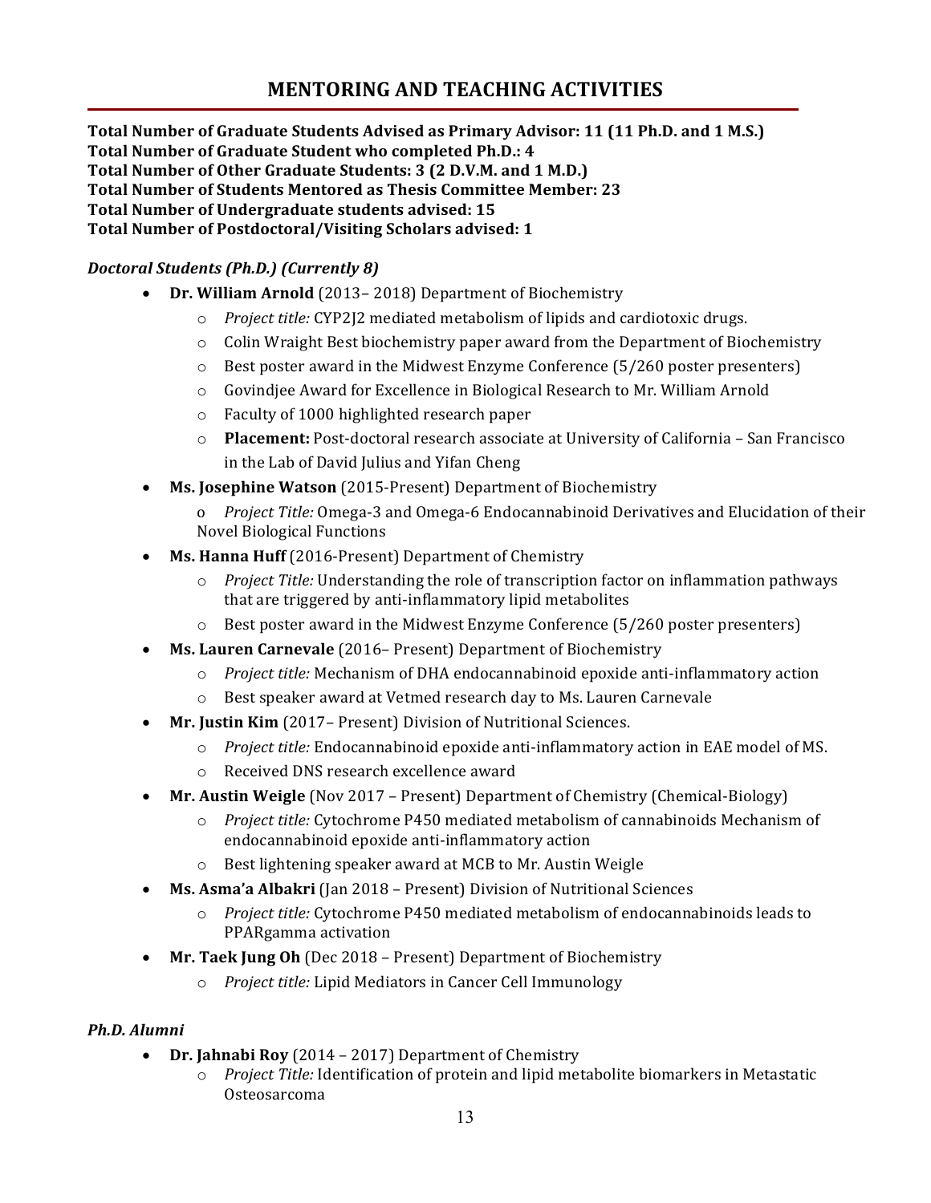## MENTORING AND TEACHING ACTIVITIES

**Total Number of Graduate Students Advised as Primary Advisor: 11 (11 Ph.D. and 1 M.S.)**
**Total Number of Graduate Student who completed Ph.D.: 4**
**Total Number of Other Graduate Students: 3 (2 D.V.M. and 1 M.D.)**
**Total Number of Students Mentored as Thesis Committee Member: 23**
**Total Number of Undergraduate students advised: 15**
**Total Number of Postdoctoral/Visiting Scholars advised: 1**

### *Doctoral Students (Ph.D.) (Currently 8)*

- **Dr. William Arnold** (2013– 2018) Department of Biochemistry
  - *Project title:* CYP2J2 mediated metabolism of lipids and cardiotoxic drugs.
  - Colin Wraight Best biochemistry paper award from the Department of Biochemistry
  - Best poster award in the Midwest Enzyme Conference (5/260 poster presenters)
  - Govindjee Award for Excellence in Biological Research to Mr. William Arnold
  - Faculty of 1000 highlighted research paper
  - **Placement:** Post-doctoral research associate at University of California – San Francisco in the Lab of David Julius and Yifan Cheng
- **Ms. Josephine Watson** (2015-Present) Department of Biochemistry
  - *Project Title:* Omega-3 and Omega-6 Endocannabinoid Derivatives and Elucidation of their Novel Biological Functions
- **Ms. Hanna Huff** (2016-Present) Department of Chemistry
  - *Project Title:* Understanding the role of transcription factor on inflammation pathways that are triggered by anti-inflammatory lipid metabolites
  - Best poster award in the Midwest Enzyme Conference (5/260 poster presenters)
- **Ms. Lauren Carnevale** (2016– Present) Department of Biochemistry
  - *Project title:* Mechanism of DHA endocannabinoid epoxide anti-inflammatory action
  - Best speaker award at Vetmed research day to Ms. Lauren Carnevale
- **Mr. Justin Kim** (2017– Present) Division of Nutritional Sciences.
  - *Project title:* Endocannabinoid epoxide anti-inflammatory action in EAE model of MS.
  - Received DNS research excellence award
- **Mr. Austin Weigle** (Nov 2017 – Present) Department of Chemistry (Chemical-Biology)
  - *Project title:* Cytochrome P450 mediated metabolism of cannabinoids Mechanism of endocannabinoid epoxide anti-inflammatory action
  - Best lightening speaker award at MCB to Mr. Austin Weigle
- **Ms. Asma'a Albakri** (Jan 2018 – Present) Division of Nutritional Sciences
  - *Project title:* Cytochrome P450 mediated metabolism of endocannabinoids leads to PPARgamma activation
- **Mr. Taek Jung Oh** (Dec 2018 – Present) Department of Biochemistry
  - *Project title:* Lipid Mediators in Cancer Cell Immunology

### *Ph.D. Alumni*

- **Dr. Jahnabi Roy** (2014 – 2017) Department of Chemistry
  - *Project Title:* Identification of protein and lipid metabolite biomarkers in Metastatic Osteosarcoma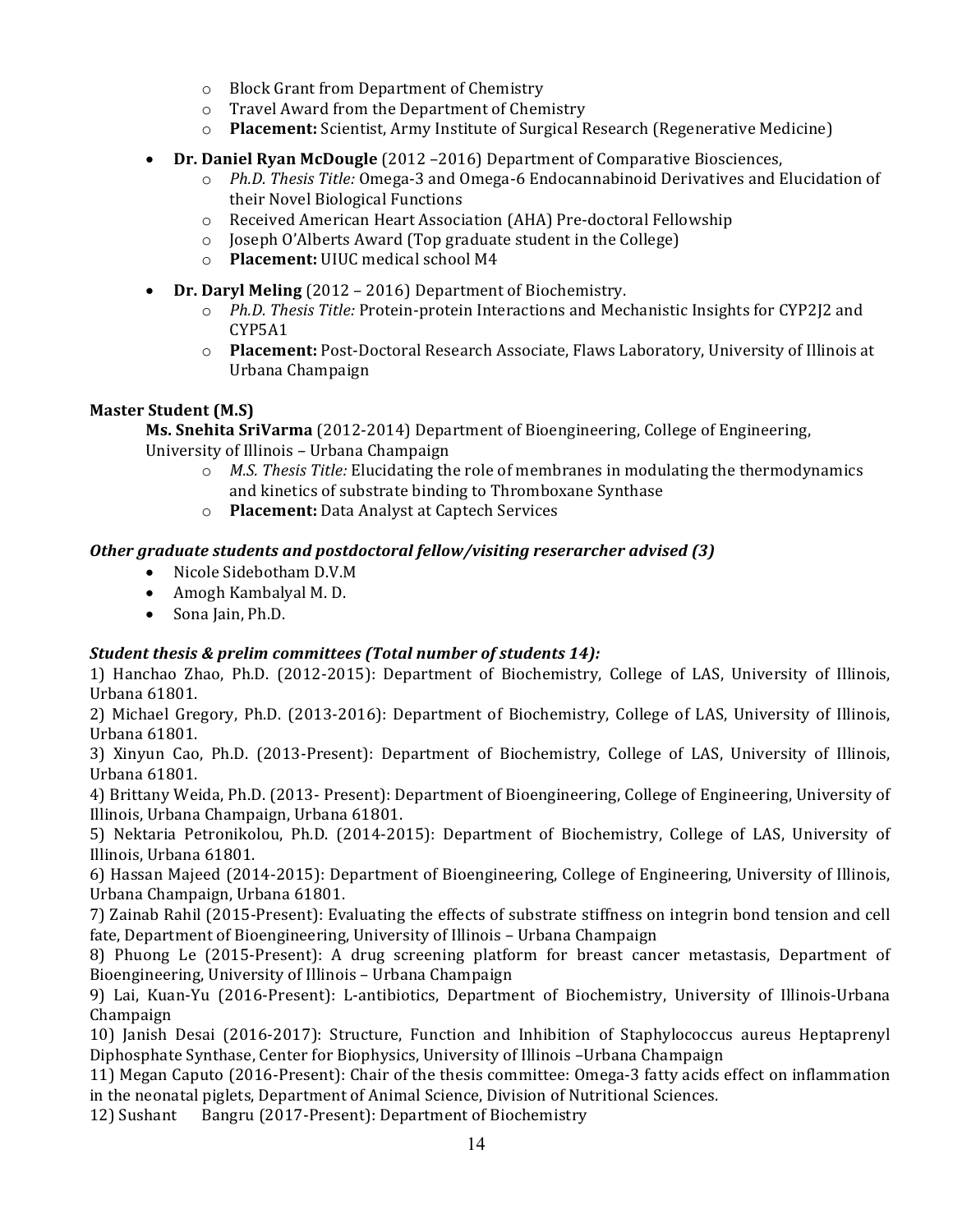- Block Grant from Department of Chemistry
  - Travel Award from the Department of Chemistry
  - **Placement:** Scientist, Army Institute of Surgical Research (Regenerative Medicine)

- **Dr. Daniel Ryan McDougle** (2012 –2016) Department of Comparative Biosciences,
  - *Ph.D. Thesis Title:* Omega-3 and Omega-6 Endocannabinoid Derivatives and Elucidation of their Novel Biological Functions
  - Received American Heart Association (AHA) Pre-doctoral Fellowship
  - Joseph O'Alberts Award (Top graduate student in the College)
  - **Placement:** UIUC medical school M4

- **Dr. Daryl Meling** (2012 – 2016) Department of Biochemistry.
  - *Ph.D. Thesis Title:* Protein-protein Interactions and Mechanistic Insights for CYP2J2 and CYP5A1
  - **Placement:** Post-Doctoral Research Associate, Flaws Laboratory, University of Illinois at Urbana Champaign

**Master Student (M.S)**

**Ms. Snehita SriVarma** (2012-2014) Department of Bioengineering, College of Engineering, University of Illinois – Urbana Champaign

- *M.S. Thesis Title:* Elucidating the role of membranes in modulating the thermodynamics and kinetics of substrate binding to Thromboxane Synthase
- **Placement:** Data Analyst at Captech Services

***Other graduate students and postdoctoral fellow/visiting reserarcher advised (3)***

- Nicole Sidebotham D.V.M
- Amogh Kambalyal M. D.
- Sona Jain, Ph.D.

***Student thesis & prelim committees (Total number of students 14):***

1) Hanchao Zhao, Ph.D. (2012-2015): Department of Biochemistry, College of LAS, University of Illinois, Urbana 61801.
2) Michael Gregory, Ph.D. (2013-2016): Department of Biochemistry, College of LAS, University of Illinois, Urbana 61801.
3) Xinyun Cao, Ph.D. (2013-Present): Department of Biochemistry, College of LAS, University of Illinois, Urbana 61801.
4) Brittany Weida, Ph.D. (2013- Present): Department of Bioengineering, College of Engineering, University of Illinois, Urbana Champaign, Urbana 61801.
5) Nektaria Petronikolou, Ph.D. (2014-2015): Department of Biochemistry, College of LAS, University of Illinois, Urbana 61801.
6) Hassan Majeed (2014-2015): Department of Bioengineering, College of Engineering, University of Illinois, Urbana Champaign, Urbana 61801.
7) Zainab Rahil (2015-Present): Evaluating the effects of substrate stiffness on integrin bond tension and cell fate, Department of Bioengineering, University of Illinois – Urbana Champaign
8) Phuong Le (2015-Present): A drug screening platform for breast cancer metastasis, Department of Bioengineering, University of Illinois – Urbana Champaign
9) Lai, Kuan-Yu (2016-Present): L-antibiotics, Department of Biochemistry, University of Illinois-Urbana Champaign
10) Janish Desai (2016-2017): Structure, Function and Inhibition of Staphylococcus aureus Heptaprenyl Diphosphate Synthase, Center for Biophysics, University of Illinois –Urbana Champaign
11) Megan Caputo (2016-Present): Chair of the thesis committee: Omega-3 fatty acids effect on inflammation in the neonatal piglets, Department of Animal Science, Division of Nutritional Sciences.
12) Sushant Bangru (2017-Present): Department of Biochemistry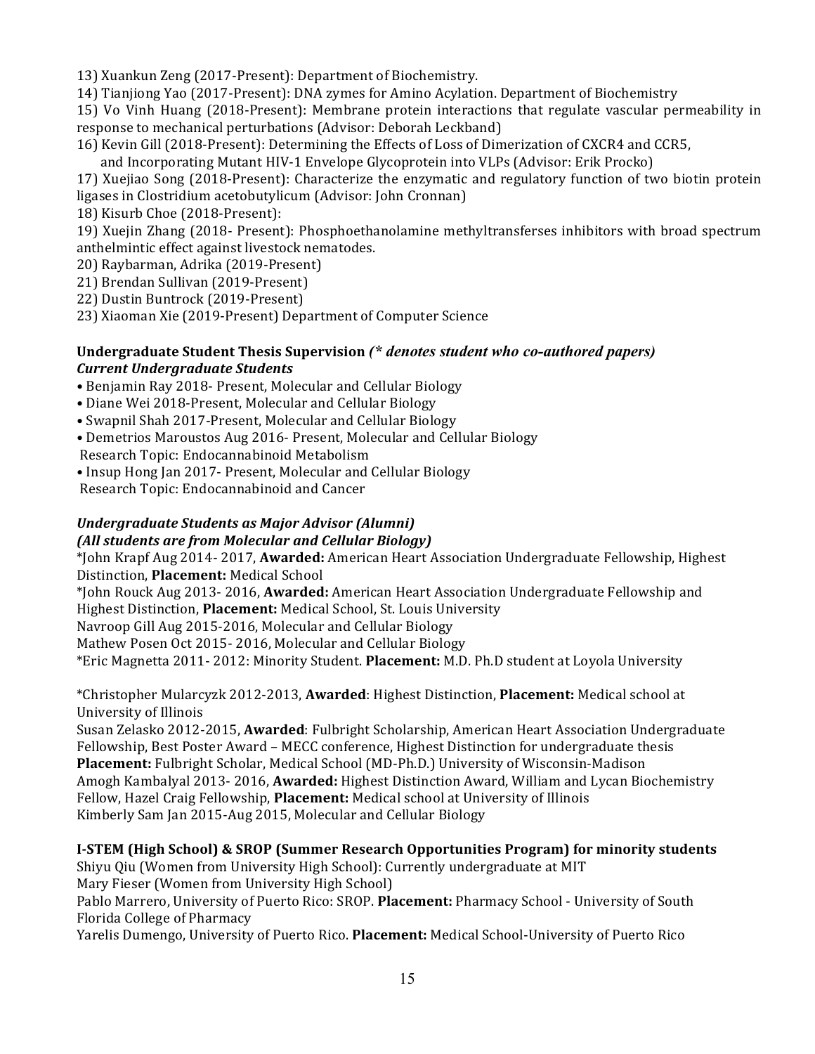13) Xuankun Zeng (2017-Present): Department of Biochemistry.

14) Tianjiong Yao (2017-Present): DNA zymes for Amino Acylation. Department of Biochemistry

15) Vo Vinh Huang (2018-Present): Membrane protein interactions that regulate vascular permeability in response to mechanical perturbations (Advisor: Deborah Leckband)

16) Kevin Gill (2018-Present): Determining the Effects of Loss of Dimerization of CXCR4 and CCR5, and Incorporating Mutant HIV-1 Envelope Glycoprotein into VLPs (Advisor: Erik Procko)

17) Xuejiao Song (2018-Present): Characterize the enzymatic and regulatory function of two biotin protein ligases in Clostridium acetobutylicum (Advisor: John Cronnan)

18) Kisurb Choe (2018-Present):

19) Xuejin Zhang (2018- Present): Phosphoethanolamine methyltransferses inhibitors with broad spectrum anthelmintic effect against livestock nematodes.

20) Raybarman, Adrika (2019-Present)

21) Brendan Sullivan (2019-Present)

22) Dustin Buntrock (2019-Present)

23) Xiaoman Xie (2019-Present) Department of Computer Science

### Undergraduate Student Thesis Supervision *(* denotes student who co-authored papers)*

***Current Undergraduate Students***

- Benjamin Ray 2018- Present, Molecular and Cellular Biology
- Diane Wei 2018-Present, Molecular and Cellular Biology
- Swapnil Shah 2017-Present, Molecular and Cellular Biology
- Demetrios Maroustos Aug 2016- Present, Molecular and Cellular Biology
  Research Topic: Endocannabinoid Metabolism
- Insup Hong Jan 2017- Present, Molecular and Cellular Biology
  Research Topic: Endocannabinoid and Cancer

***Undergraduate Students as Major Advisor (Alumni)***
***(All students are from Molecular and Cellular Biology)***

*John Krapf Aug 2014- 2017, **Awarded:** American Heart Association Undergraduate Fellowship, Highest Distinction, **Placement:** Medical School

*John Rouck Aug 2013- 2016, **Awarded:** American Heart Association Undergraduate Fellowship and Highest Distinction, **Placement:** Medical School, St. Louis University

Navroop Gill Aug 2015-2016, Molecular and Cellular Biology

Mathew Posen Oct 2015- 2016, Molecular and Cellular Biology

*Eric Magnetta 2011- 2012: Minority Student. **Placement:** M.D. Ph.D student at Loyola University

*Christopher Mularcyzk 2012-2013, **Awarded**: Highest Distinction, **Placement:** Medical school at University of Illinois

Susan Zelasko 2012-2015, **Awarded**: Fulbright Scholarship, American Heart Association Undergraduate Fellowship, Best Poster Award – MECC conference, Highest Distinction for undergraduate thesis **Placement:** Fulbright Scholar, Medical School (MD-Ph.D.) University of Wisconsin-Madison

Amogh Kambalyal 2013- 2016, **Awarded:** Highest Distinction Award, William and Lycan Biochemistry Fellow, Hazel Craig Fellowship, **Placement:** Medical school at University of Illinois

Kimberly Sam Jan 2015-Aug 2015, Molecular and Cellular Biology

### I-STEM (High School) & SROP (Summer Research Opportunities Program) for minority students

Shiyu Qiu (Women from University High School): Currently undergraduate at MIT

Mary Fieser (Women from University High School)

Pablo Marrero, University of Puerto Rico: SROP. **Placement:** Pharmacy School - University of South Florida College of Pharmacy

Yarelis Dumengo, University of Puerto Rico. **Placement:** Medical School-University of Puerto Rico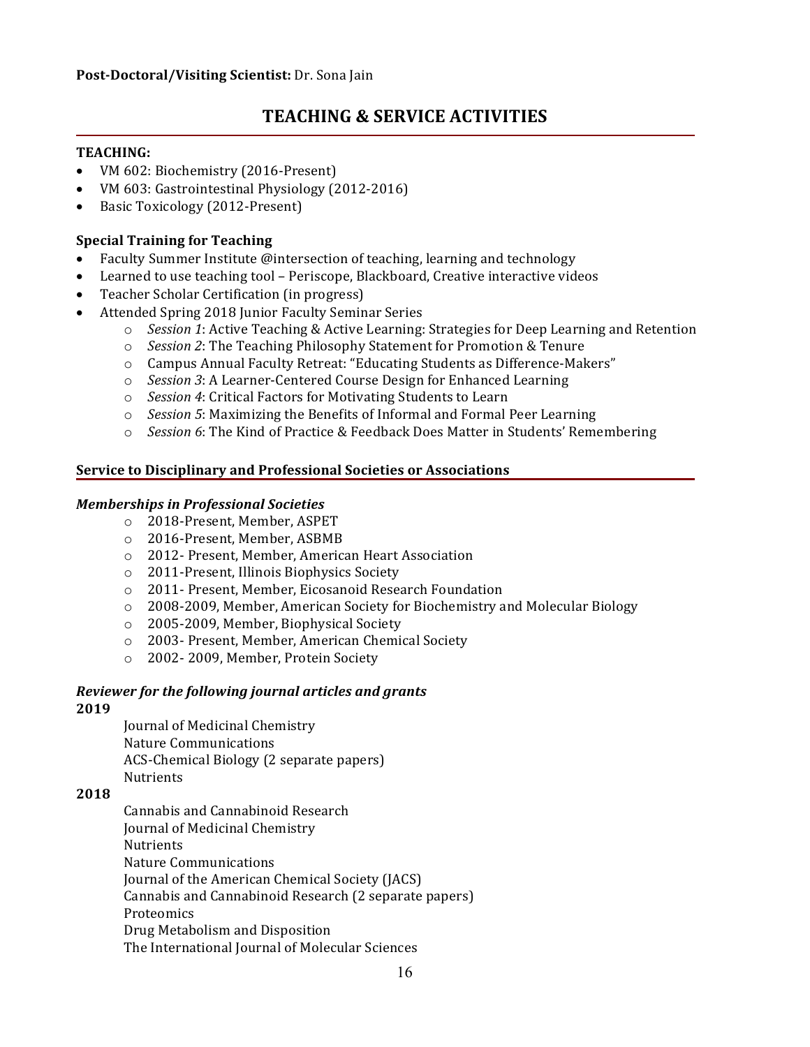**Post-Doctoral/Visiting Scientist:** Dr. Sona Jain

## TEACHING & SERVICE ACTIVITIES

**TEACHING:**

- VM 602: Biochemistry (2016-Present)
- VM 603: Gastrointestinal Physiology (2012-2016)
- Basic Toxicology (2012-Present)

### Special Training for Teaching

- Faculty Summer Institute @intersection of teaching, learning and technology
- Learned to use teaching tool – Periscope, Blackboard, Creative interactive videos
- Teacher Scholar Certification (in progress)
- Attended Spring 2018 Junior Faculty Seminar Series
    - *Session 1*: Active Teaching & Active Learning: Strategies for Deep Learning and Retention
    - *Session 2*: The Teaching Philosophy Statement for Promotion & Tenure
    - Campus Annual Faculty Retreat: "Educating Students as Difference-Makers"
    - *Session 3*: A Learner-Centered Course Design for Enhanced Learning
    - *Session 4*: Critical Factors for Motivating Students to Learn
    - *Session 5*: Maximizing the Benefits of Informal and Formal Peer Learning
    - *Session 6*: The Kind of Practice & Feedback Does Matter in Students' Remembering

### Service to Disciplinary and Professional Societies or Associations

***Memberships in Professional Societies***

- 2018-Present, Member, ASPET
- 2016-Present, Member, ASBMB
- 2012- Present, Member, American Heart Association
- 2011-Present, Illinois Biophysics Society
- 2011- Present, Member, Eicosanoid Research Foundation
- 2008-2009, Member, American Society for Biochemistry and Molecular Biology
- 2005-2009, Member, Biophysical Society
- 2003- Present, Member, American Chemical Society
- 2002- 2009, Member, Protein Society

***Reviewer for the following journal articles and grants***

**2019**

Journal of Medicinal Chemistry
Nature Communications
ACS-Chemical Biology (2 separate papers)
Nutrients

**2018**

Cannabis and Cannabinoid Research
Journal of Medicinal Chemistry
Nutrients
Nature Communications
Journal of the American Chemical Society (JACS)
Cannabis and Cannabinoid Research (2 separate papers)
Proteomics
Drug Metabolism and Disposition
The International Journal of Molecular Sciences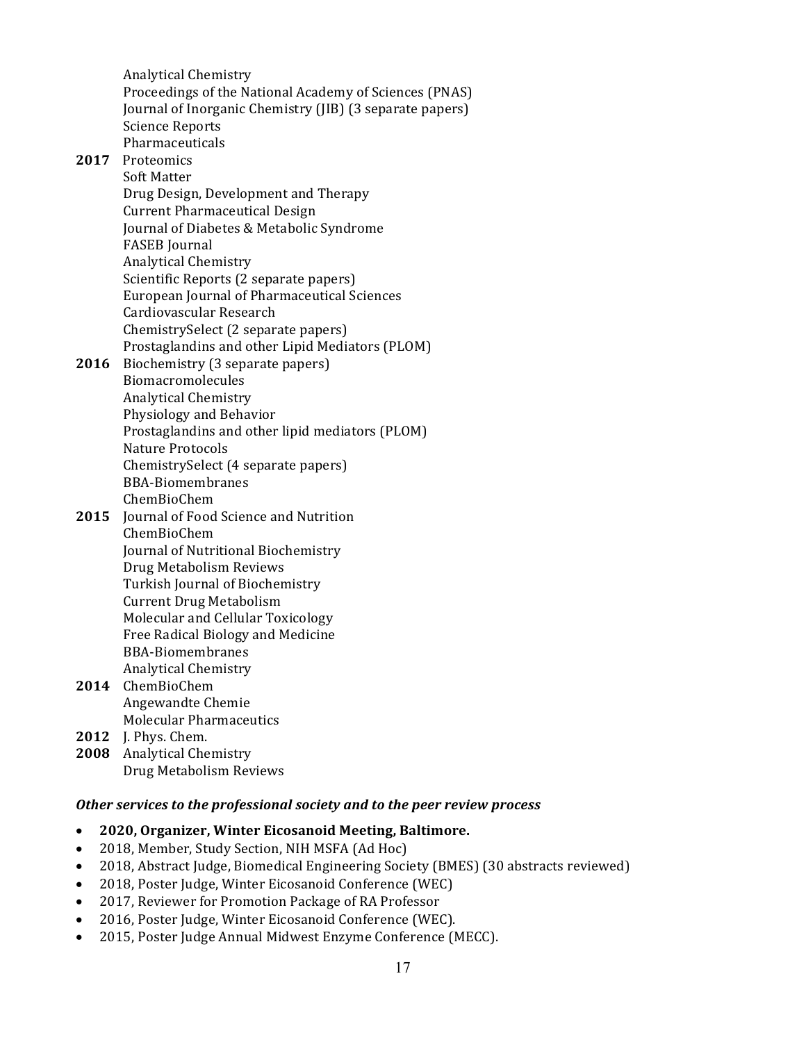Analytical Chemistry
Proceedings of the National Academy of Sciences (PNAS)
Journal of Inorganic Chemistry (JIB) (3 separate papers)
Science Reports
Pharmaceuticals

**2017** Proteomics
Soft Matter
Drug Design, Development and Therapy
Current Pharmaceutical Design
Journal of Diabetes & Metabolic Syndrome
FASEB Journal
Analytical Chemistry
Scientific Reports (2 separate papers)
European Journal of Pharmaceutical Sciences
Cardiovascular Research
ChemistrySelect (2 separate papers)
Prostaglandins and other Lipid Mediators (PLOM)

**2016** Biochemistry (3 separate papers)
Biomacromolecules
Analytical Chemistry
Physiology and Behavior
Prostaglandins and other lipid mediators (PLOM)
Nature Protocols
ChemistrySelect (4 separate papers)
BBA-Biomembranes
ChemBioChem

**2015** Journal of Food Science and Nutrition
ChemBioChem
Journal of Nutritional Biochemistry
Drug Metabolism Reviews
Turkish Journal of Biochemistry
Current Drug Metabolism
Molecular and Cellular Toxicology
Free Radical Biology and Medicine
BBA-Biomembranes
Analytical Chemistry

**2014** ChemBioChem
Angewandte Chemie
Molecular Pharmaceutics

**2012** J. Phys. Chem.

**2008** Analytical Chemistry
Drug Metabolism Reviews

***Other services to the professional society and to the peer review process***

- **2020, Organizer, Winter Eicosanoid Meeting, Baltimore.**
- 2018, Member, Study Section, NIH MSFA (Ad Hoc)
- 2018, Abstract Judge, Biomedical Engineering Society (BMES) (30 abstracts reviewed)
- 2018, Poster Judge, Winter Eicosanoid Conference (WEC)
- 2017, Reviewer for Promotion Package of RA Professor
- 2016, Poster Judge, Winter Eicosanoid Conference (WEC).
- 2015, Poster Judge Annual Midwest Enzyme Conference (MECC).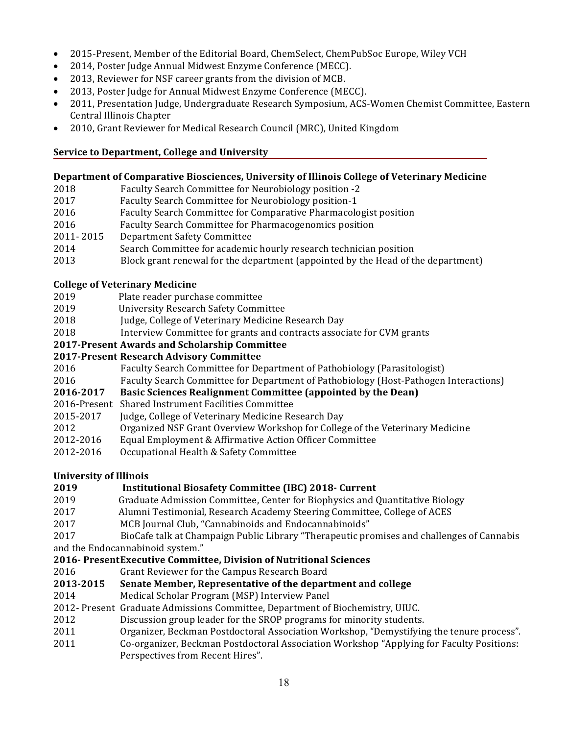- 2015-Present, Member of the Editorial Board, ChemSelect, ChemPubSoc Europe, Wiley VCH
- 2014, Poster Judge Annual Midwest Enzyme Conference (MECC).
- 2013, Reviewer for NSF career grants from the division of MCB.
- 2013, Poster Judge for Annual Midwest Enzyme Conference (MECC).
- 2011, Presentation Judge, Undergraduate Research Symposium, ACS-Women Chemist Committee, Eastern Central Illinois Chapter
- 2010, Grant Reviewer for Medical Research Council (MRC), United Kingdom

## Service to Department, College and University

### Department of Comparative Biosciences, University of Illinois College of Veterinary Medicine

2018 Faculty Search Committee for Neurobiology position -2
2017 Faculty Search Committee for Neurobiology position-1
2016 Faculty Search Committee for Comparative Pharmacologist position
2016 Faculty Search Committee for Pharmacogenomics position
2011- 2015 Department Safety Committee
2014 Search Committee for academic hourly research technician position
2013 Block grant renewal for the department (appointed by the Head of the department)

### College of Veterinary Medicine

2019 Plate reader purchase committee
2019 University Research Safety Committee
2018 Judge, College of Veterinary Medicine Research Day
2018 Interview Committee for grants and contracts associate for CVM grants
**2017-Present Awards and Scholarship Committee**
**2017-Present Research Advisory Committee**
2016 Faculty Search Committee for Department of Pathobiology (Parasitologist)
2016 Faculty Search Committee for Department of Pathobiology (Host-Pathogen Interactions)
**2016-2017 Basic Sciences Realignment Committee (appointed by the Dean)**
2016-Present Shared Instrument Facilities Committee
2015-2017 Judge, College of Veterinary Medicine Research Day
2012 Organized NSF Grant Overview Workshop for College of the Veterinary Medicine
2012-2016 Equal Employment & Affirmative Action Officer Committee
2012-2016 Occupational Health & Safety Committee

### University of Illinois

**2019 Institutional Biosafety Committee (IBC) 2018- Current**
2019 Graduate Admission Committee, Center for Biophysics and Quantitative Biology
2017 Alumni Testimonial, Research Academy Steering Committee, College of ACES
2017 MCB Journal Club, "Cannabinoids and Endocannabinoids"
2017 BioCafe talk at Champaign Public Library "Therapeutic promises and challenges of Cannabis and the Endocannabinoid system."
**2016- Present Executive Committee, Division of Nutritional Sciences**
2016 Grant Reviewer for the Campus Research Board
**2013-2015 Senate Member, Representative of the department and college**
2014 Medical Scholar Program (MSP) Interview Panel
2012- Present Graduate Admissions Committee, Department of Biochemistry, UIUC.
2012 Discussion group leader for the SROP programs for minority students.
2011 Organizer, Beckman Postdoctoral Association Workshop, "Demystifying the tenure process".
2011 Co-organizer, Beckman Postdoctoral Association Workshop "Applying for Faculty Positions: Perspectives from Recent Hires".